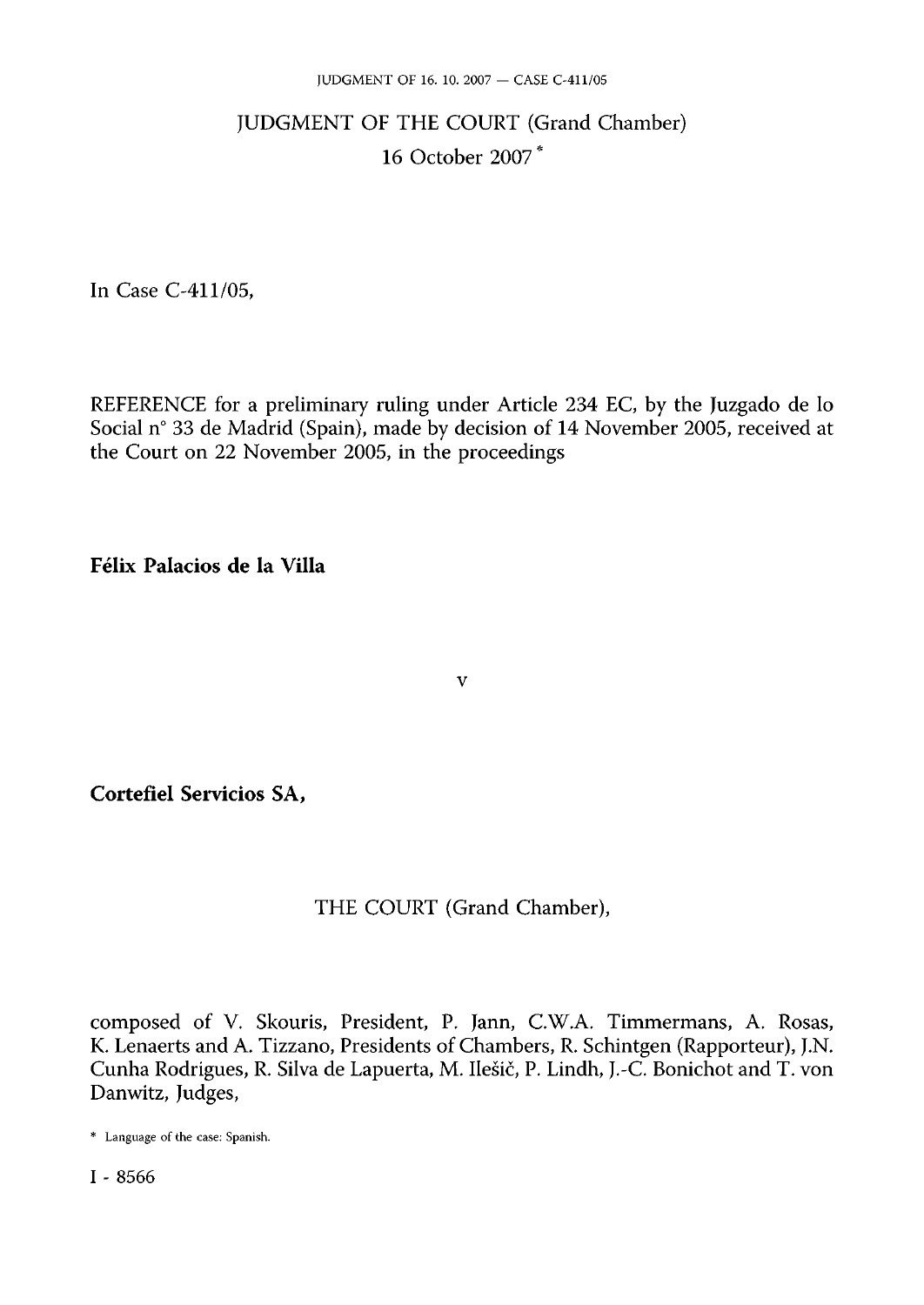# JUDGMENT OF THE COURT (Grand Chamber)

16 October 2007 *

In Case C-411/05,

REFERENCE for a preliminary ruling under Article 234 EC, by the Juzgado de lo Social n° 33 de Madrid (Spain), made by decision of 14 November 2005, received at the Court on 22 November 2005, in the proceedings

**Félix Palacios de la Villa**

v

**Cortefiel Servicios SA,**

THE COURT (Grand Chamber),

composed of V. Skouris, President, P. Jann, C.W.A. Timmermans, A. Rosas, K. Lenaerts and A. Tizzano, Presidents of Chambers, R. Schintgen (Rapporteur), J.N. Cunha Rodrigues, R. Silva de Lapuerta, M. Ilešič, P. Lindh, J.-C. Bonichot and T. von Danwitz, Judges,

\* Language of the case: Spanish.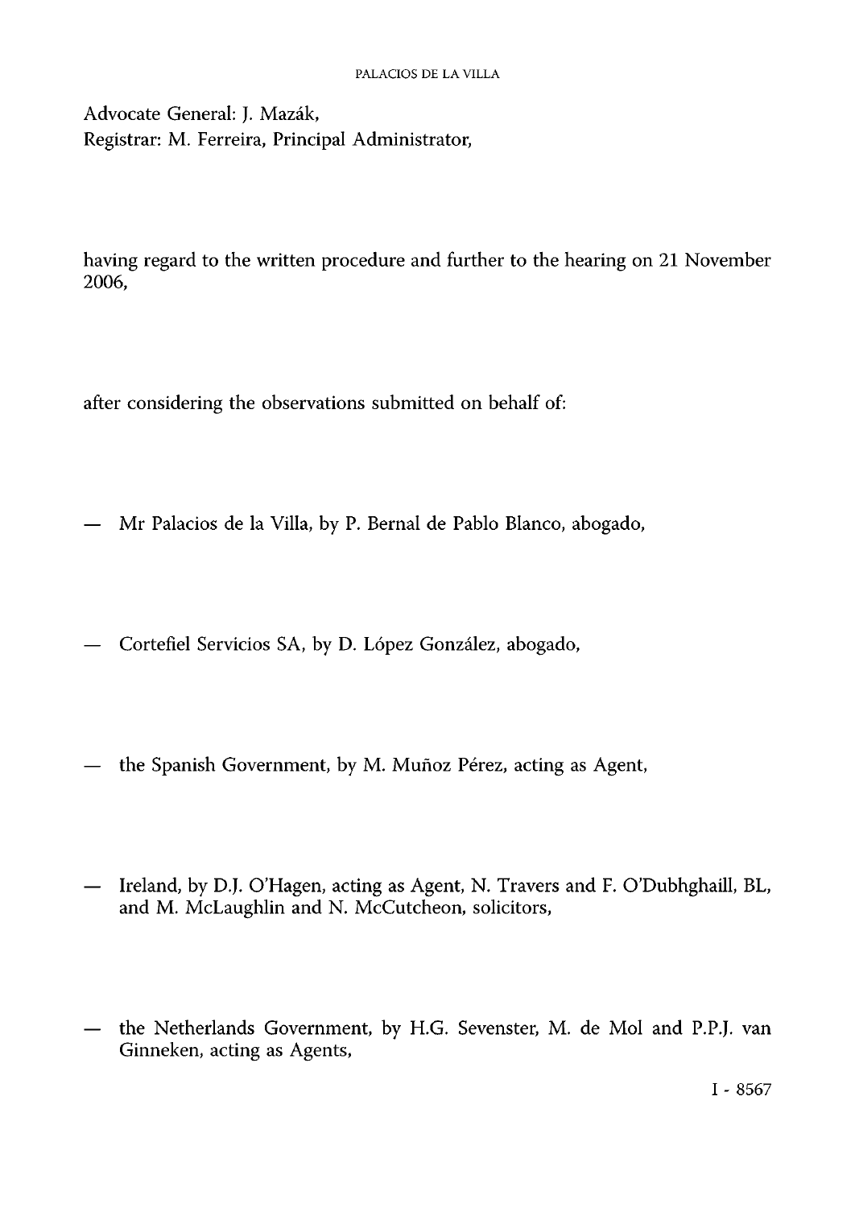Advocate General: J. Mazák,
Registrar: M. Ferreira, Principal Administrator,

having regard to the written procedure and further to the hearing on 21 November 2006,

after considering the observations submitted on behalf of:

— Mr Palacios de la Villa, by P. Bernal de Pablo Blanco, abogado,

— Cortefiel Servicios SA, by D. López González, abogado,

— the Spanish Government, by M. Muñoz Pérez, acting as Agent,

— Ireland, by D.J. O'Hagen, acting as Agent, N. Travers and F. O'Dubhghaill, BL, and M. McLaughlin and N. McCutcheon, solicitors,

— the Netherlands Government, by H.G. Sevenster, M. de Mol and P.P.J. van Ginneken, acting as Agents,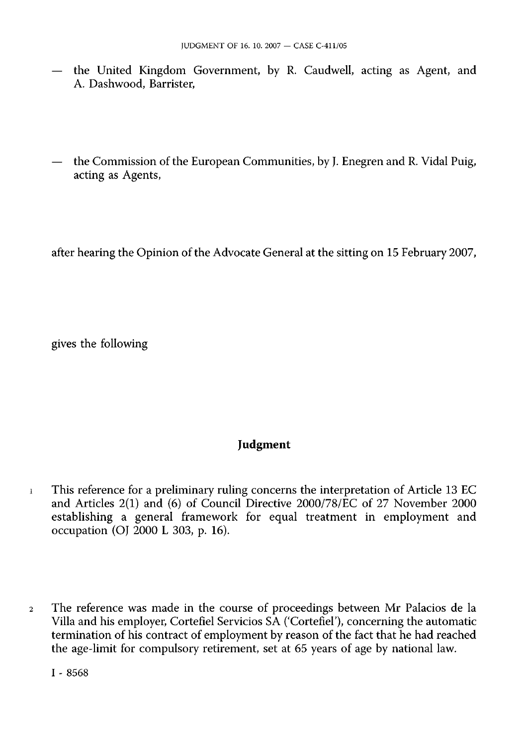— the United Kingdom Government, by R. Caudwell, acting as Agent, and A. Dashwood, Barrister,

— the Commission of the European Communities, by J. Enegren and R. Vidal Puig, acting as Agents,

after hearing the Opinion of the Advocate General at the sitting on 15 February 2007,

gives the following

## Judgment

1 This reference for a preliminary ruling concerns the interpretation of Article 13 EC and Articles 2(1) and (6) of Council Directive 2000/78/EC of 27 November 2000 establishing a general framework for equal treatment in employment and occupation (OJ 2000 L 303, p. 16).

2 The reference was made in the course of proceedings between Mr Palacios de la Villa and his employer, Cortefiel Servicios SA ('Cortefiel'), concerning the automatic termination of his contract of employment by reason of the fact that he had reached the age-limit for compulsory retirement, set at 65 years of age by national law.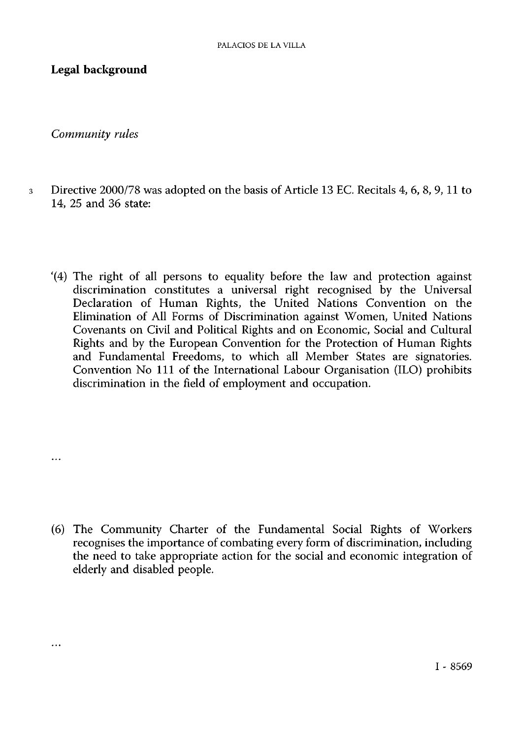## Legal background

*Community rules*

3 Directive 2000/78 was adopted on the basis of Article 13 EC. Recitals 4, 6, 8, 9, 11 to 14, 25 and 36 state:

'(4) The right of all persons to equality before the law and protection against discrimination constitutes a universal right recognised by the Universal Declaration of Human Rights, the United Nations Convention on the Elimination of All Forms of Discrimination against Women, United Nations Covenants on Civil and Political Rights and on Economic, Social and Cultural Rights and by the European Convention for the Protection of Human Rights and Fundamental Freedoms, to which all Member States are signatories. Convention No 111 of the International Labour Organisation (ILO) prohibits discrimination in the field of employment and occupation.

...

(6) The Community Charter of the Fundamental Social Rights of Workers recognises the importance of combating every form of discrimination, including the need to take appropriate action for the social and economic integration of elderly and disabled people.

...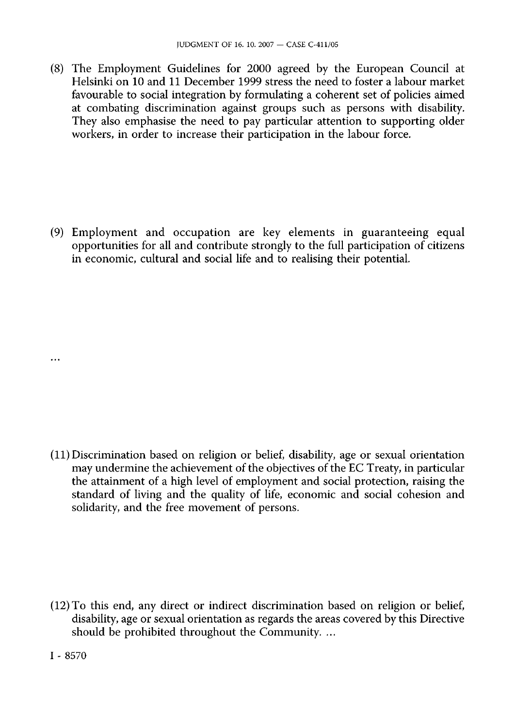(8) The Employment Guidelines for 2000 agreed by the European Council at Helsinki on 10 and 11 December 1999 stress the need to foster a labour market favourable to social integration by formulating a coherent set of policies aimed at combating discrimination against groups such as persons with disability. They also emphasise the need to pay particular attention to supporting older workers, in order to increase their participation in the labour force.

(9) Employment and occupation are key elements in guaranteeing equal opportunities for all and contribute strongly to the full participation of citizens in economic, cultural and social life and to realising their potential.

...

(11) Discrimination based on religion or belief, disability, age or sexual orientation may undermine the achievement of the objectives of the EC Treaty, in particular the attainment of a high level of employment and social protection, raising the standard of living and the quality of life, economic and social cohesion and solidarity, and the free movement of persons.

(12) To this end, any direct or indirect discrimination based on religion or belief, disability, age or sexual orientation as regards the areas covered by this Directive should be prohibited throughout the Community. ...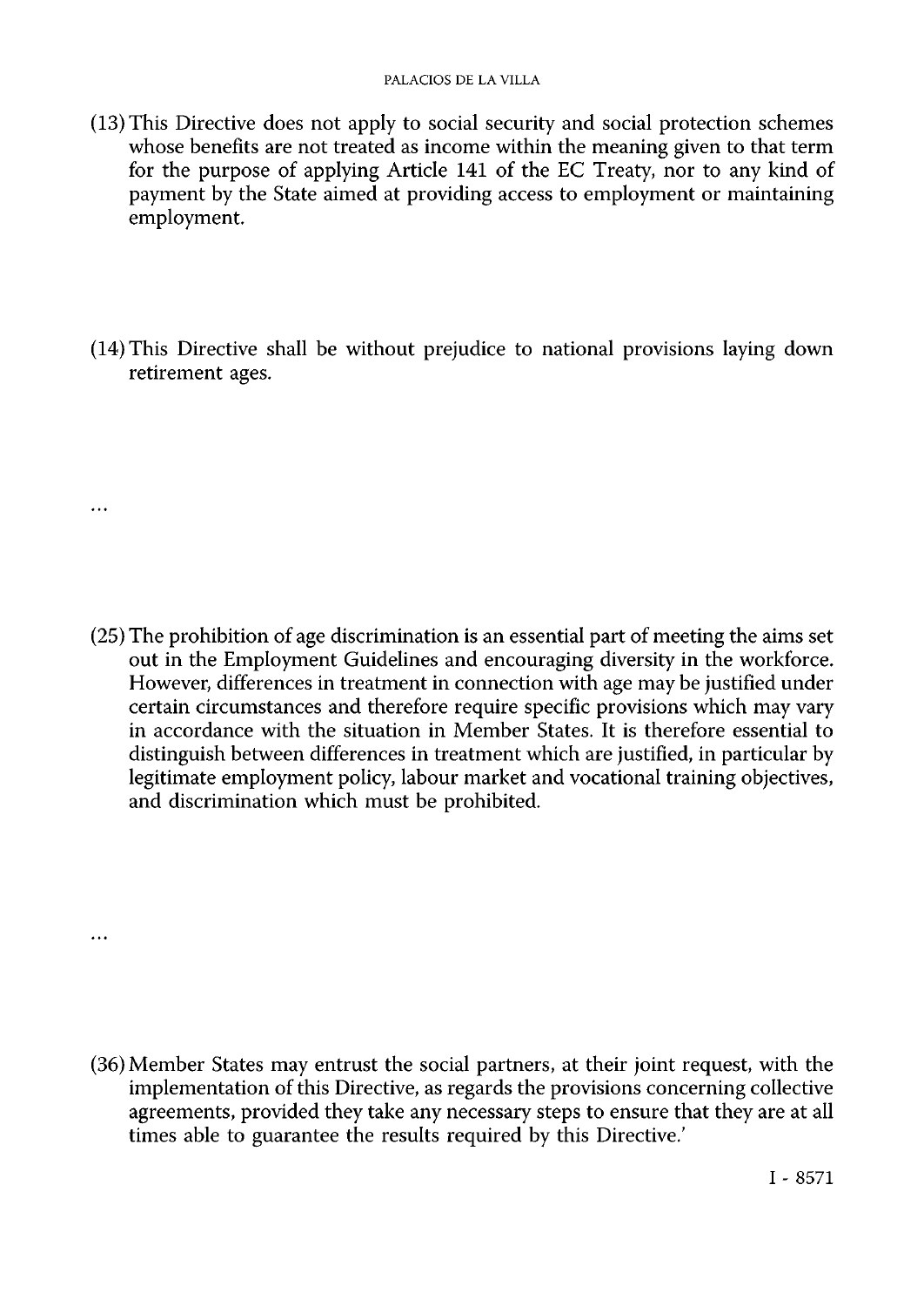(13) This Directive does not apply to social security and social protection schemes whose benefits are not treated as income within the meaning given to that term for the purpose of applying Article 141 of the EC Treaty, nor to any kind of payment by the State aimed at providing access to employment or maintaining employment.

(14) This Directive shall be without prejudice to national provisions laying down retirement ages.

...

(25) The prohibition of age discrimination is an essential part of meeting the aims set out in the Employment Guidelines and encouraging diversity in the workforce. However, differences in treatment in connection with age may be justified under certain circumstances and therefore require specific provisions which may vary in accordance with the situation in Member States. It is therefore essential to distinguish between differences in treatment which are justified, in particular by legitimate employment policy, labour market and vocational training objectives, and discrimination which must be prohibited.

...

(36) Member States may entrust the social partners, at their joint request, with the implementation of this Directive, as regards the provisions concerning collective agreements, provided they take any necessary steps to ensure that they are at all times able to guarantee the results required by this Directive.'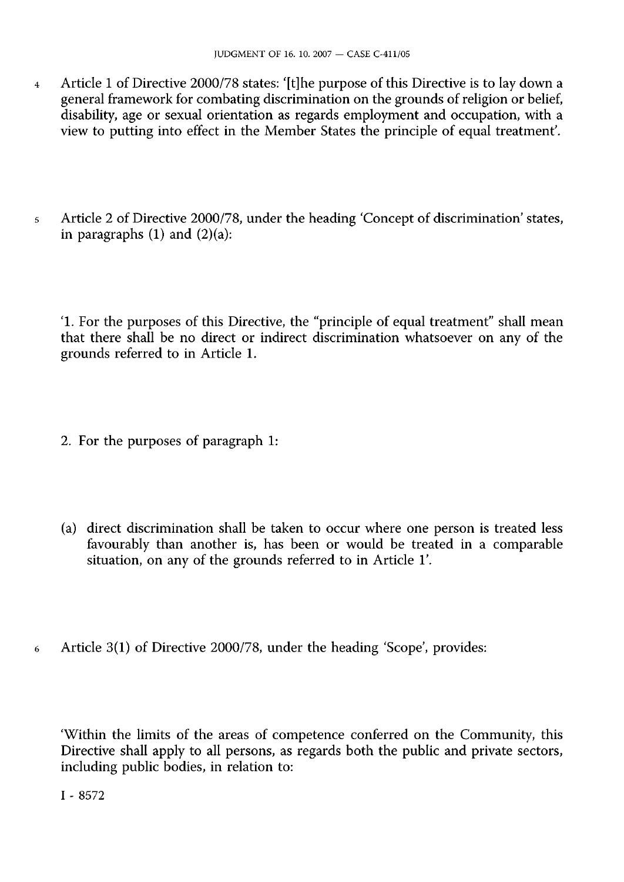4 Article 1 of Directive 2000/78 states: '[t]he purpose of this Directive is to lay down a general framework for combating discrimination on the grounds of religion or belief, disability, age or sexual orientation as regards employment and occupation, with a view to putting into effect in the Member States the principle of equal treatment'.

5 Article 2 of Directive 2000/78, under the heading 'Concept of discrimination' states, in paragraphs (1) and (2)(a):

'1. For the purposes of this Directive, the "principle of equal treatment" shall mean that there shall be no direct or indirect discrimination whatsoever on any of the grounds referred to in Article 1.

2. For the purposes of paragraph 1:

(a) direct discrimination shall be taken to occur where one person is treated less favourably than another is, has been or would be treated in a comparable situation, on any of the grounds referred to in Article 1'.

6 Article 3(1) of Directive 2000/78, under the heading 'Scope', provides:

'Within the limits of the areas of competence conferred on the Community, this Directive shall apply to all persons, as regards both the public and private sectors, including public bodies, in relation to: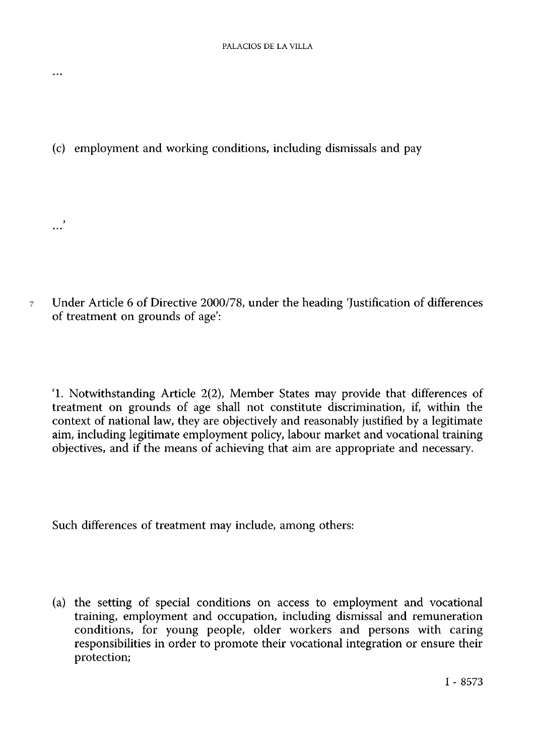...

(c) employment and working conditions, including dismissals and pay

...'

7 Under Article 6 of Directive 2000/78, under the heading 'Justification of differences of treatment on grounds of age':

'1. Notwithstanding Article 2(2), Member States may provide that differences of treatment on grounds of age shall not constitute discrimination, if, within the context of national law, they are objectively and reasonably justified by a legitimate aim, including legitimate employment policy, labour market and vocational training objectives, and if the means of achieving that aim are appropriate and necessary.

Such differences of treatment may include, among others:

(a) the setting of special conditions on access to employment and vocational training, employment and occupation, including dismissal and remuneration conditions, for young people, older workers and persons with caring responsibilities in order to promote their vocational integration or ensure their protection;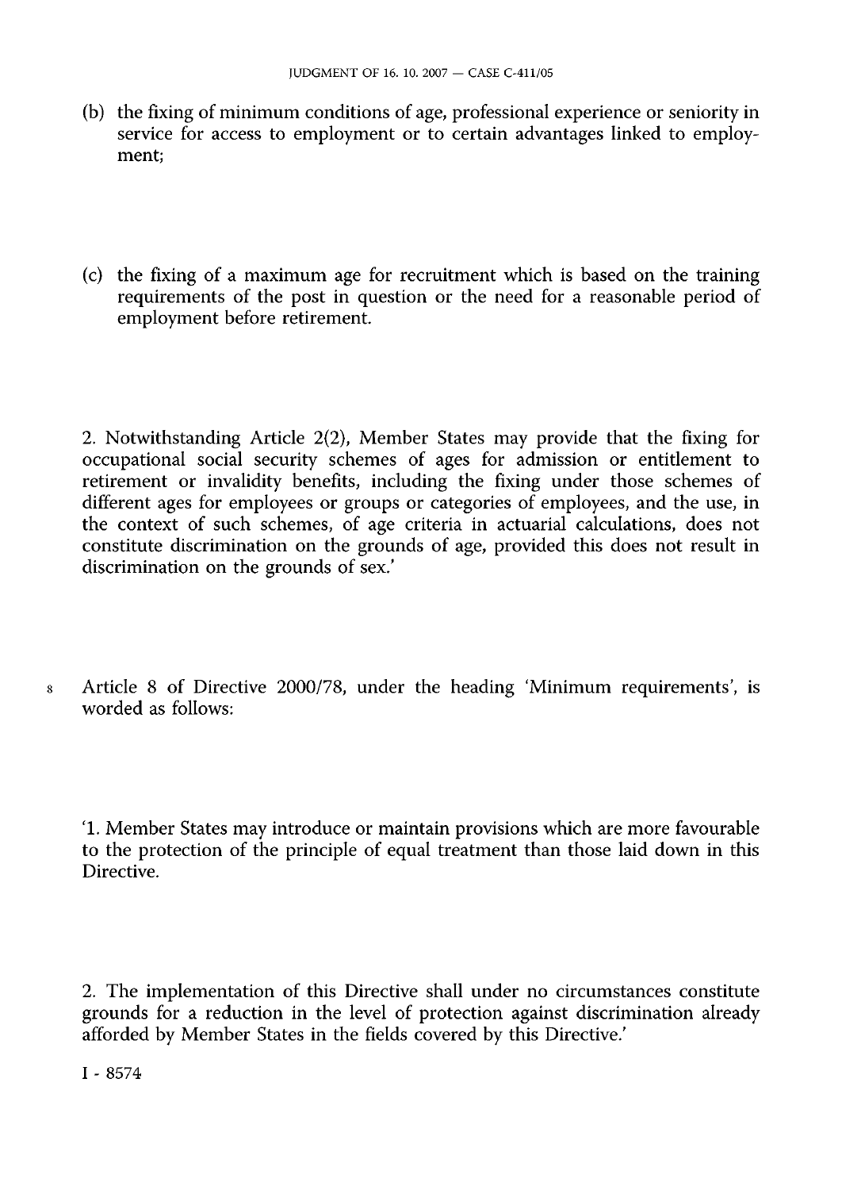(b) the fixing of minimum conditions of age, professional experience or seniority in service for access to employment or to certain advantages linked to employment;

(c) the fixing of a maximum age for recruitment which is based on the training requirements of the post in question or the need for a reasonable period of employment before retirement.

2. Notwithstanding Article 2(2), Member States may provide that the fixing for occupational social security schemes of ages for admission or entitlement to retirement or invalidity benefits, including the fixing under those schemes of different ages for employees or groups or categories of employees, and the use, in the context of such schemes, of age criteria in actuarial calculations, does not constitute discrimination on the grounds of age, provided this does not result in discrimination on the grounds of sex.'

8 Article 8 of Directive 2000/78, under the heading 'Minimum requirements', is worded as follows:

'1. Member States may introduce or maintain provisions which are more favourable to the protection of the principle of equal treatment than those laid down in this Directive.

2. The implementation of this Directive shall under no circumstances constitute grounds for a reduction in the level of protection against discrimination already afforded by Member States in the fields covered by this Directive.'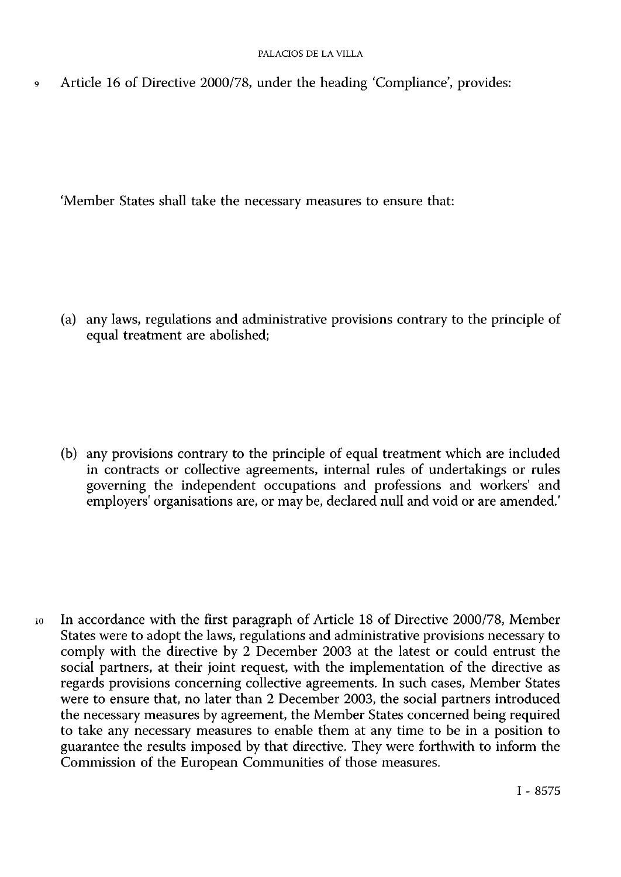9 Article 16 of Directive 2000/78, under the heading 'Compliance', provides:

'Member States shall take the necessary measures to ensure that:

(a) any laws, regulations and administrative provisions contrary to the principle of equal treatment are abolished;

(b) any provisions contrary to the principle of equal treatment which are included in contracts or collective agreements, internal rules of undertakings or rules governing the independent occupations and professions and workers' and employers' organisations are, or may be, declared null and void or are amended.'

10 In accordance with the first paragraph of Article 18 of Directive 2000/78, Member States were to adopt the laws, regulations and administrative provisions necessary to comply with the directive by 2 December 2003 at the latest or could entrust the social partners, at their joint request, with the implementation of the directive as regards provisions concerning collective agreements. In such cases, Member States were to ensure that, no later than 2 December 2003, the social partners introduced the necessary measures by agreement, the Member States concerned being required to take any necessary measures to enable them at any time to be in a position to guarantee the results imposed by that directive. They were forthwith to inform the Commission of the European Communities of those measures.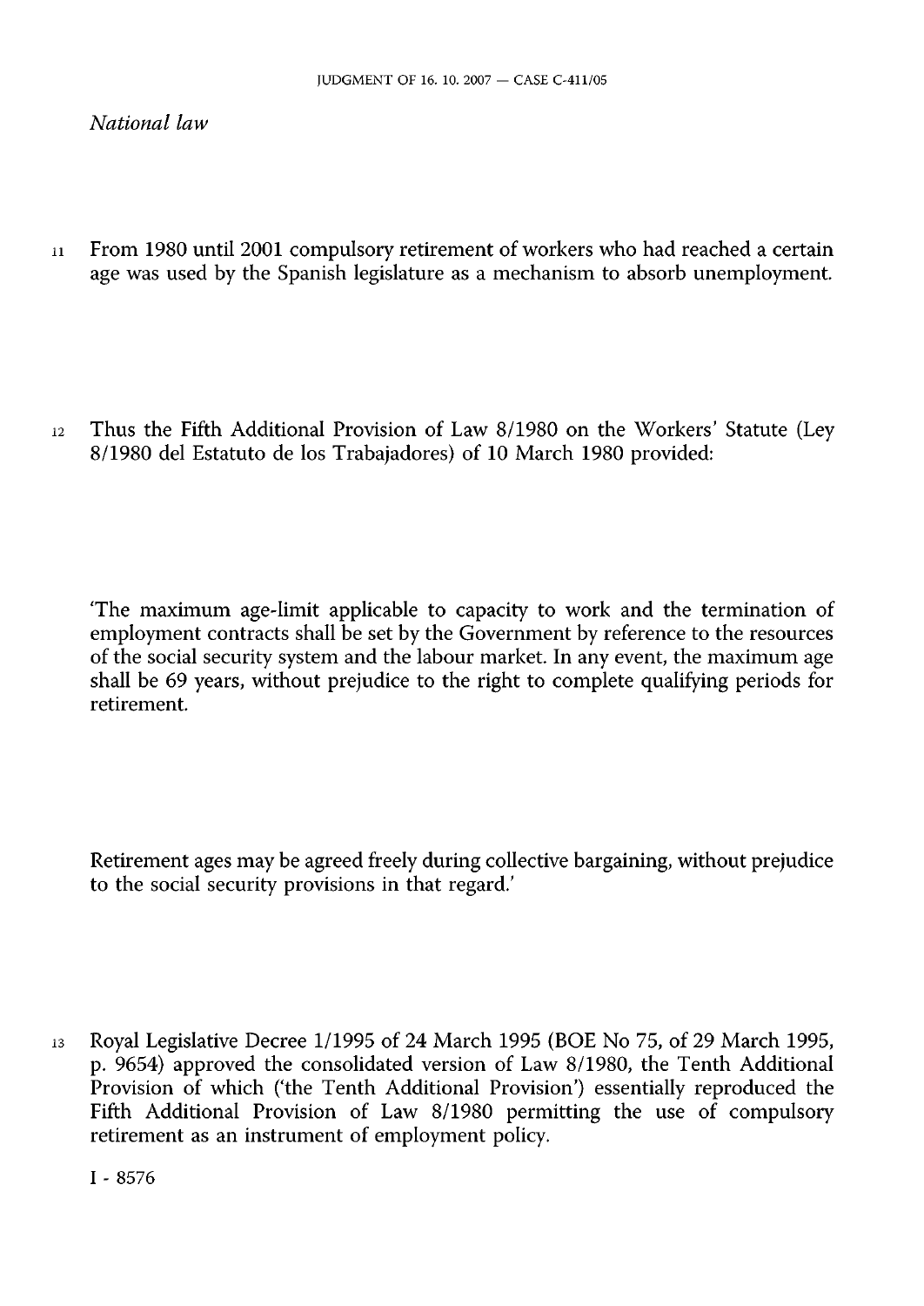*National law*

11 From 1980 until 2001 compulsory retirement of workers who had reached a certain age was used by the Spanish legislature as a mechanism to absorb unemployment.

12 Thus the Fifth Additional Provision of Law 8/1980 on the Workers' Statute (Ley 8/1980 del Estatuto de los Trabajadores) of 10 March 1980 provided:

'The maximum age-limit applicable to capacity to work and the termination of employment contracts shall be set by the Government by reference to the resources of the social security system and the labour market. In any event, the maximum age shall be 69 years, without prejudice to the right to complete qualifying periods for retirement.

Retirement ages may be agreed freely during collective bargaining, without prejudice to the social security provisions in that regard.'

13 Royal Legislative Decree 1/1995 of 24 March 1995 (BOE No 75, of 29 March 1995, p. 9654) approved the consolidated version of Law 8/1980, the Tenth Additional Provision of which ('the Tenth Additional Provision') essentially reproduced the Fifth Additional Provision of Law 8/1980 permitting the use of compulsory retirement as an instrument of employment policy.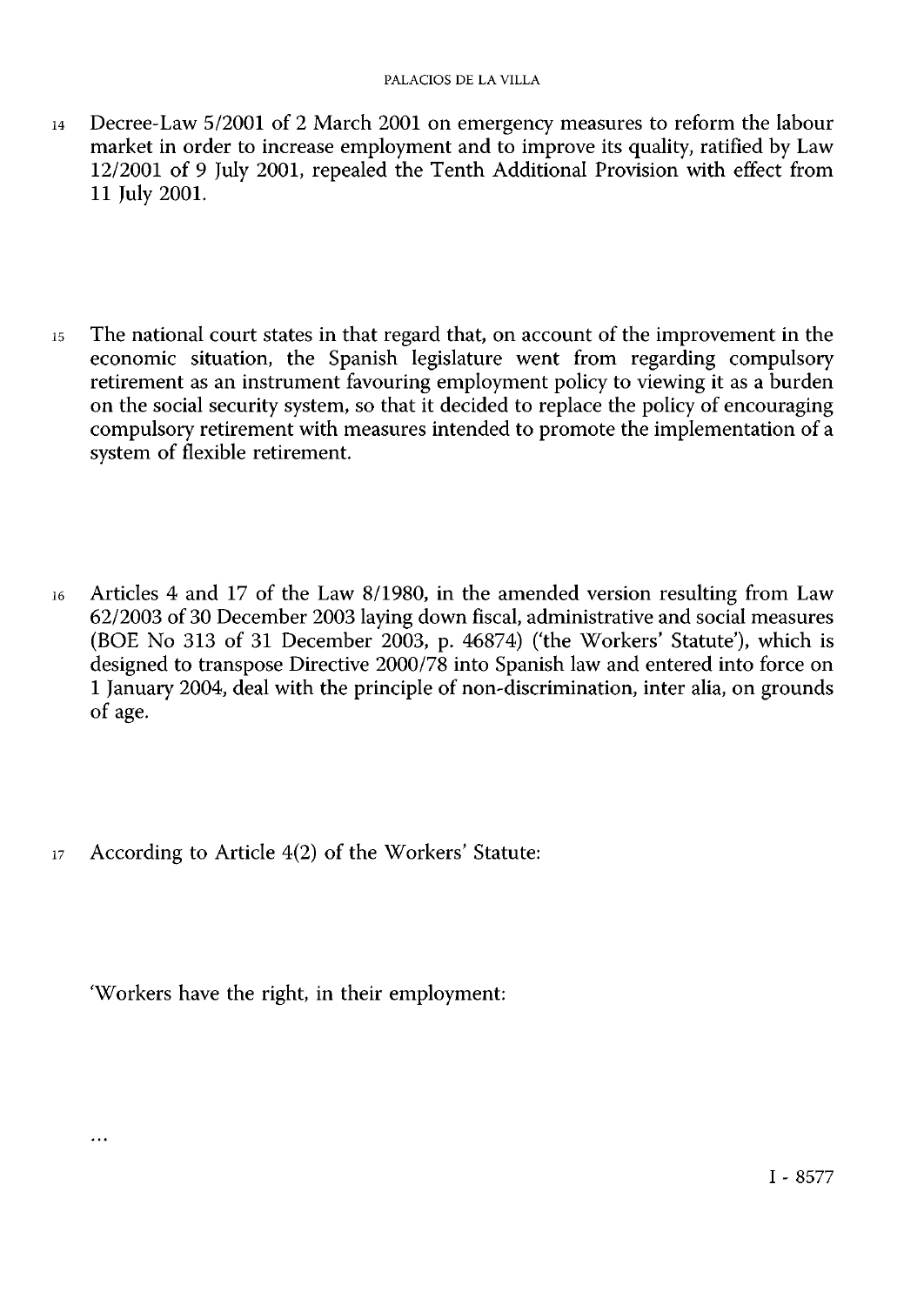14 Decree-Law 5/2001 of 2 March 2001 on emergency measures to reform the labour market in order to increase employment and to improve its quality, ratified by Law 12/2001 of 9 July 2001, repealed the Tenth Additional Provision with effect from 11 July 2001.

15 The national court states in that regard that, on account of the improvement in the economic situation, the Spanish legislature went from regarding compulsory retirement as an instrument favouring employment policy to viewing it as a burden on the social security system, so that it decided to replace the policy of encouraging compulsory retirement with measures intended to promote the implementation of a system of flexible retirement.

16 Articles 4 and 17 of the Law 8/1980, in the amended version resulting from Law 62/2003 of 30 December 2003 laying down fiscal, administrative and social measures (BOE No 313 of 31 December 2003, p. 46874) ('the Workers' Statute'), which is designed to transpose Directive 2000/78 into Spanish law and entered into force on 1 January 2004, deal with the principle of non-discrimination, inter alia, on grounds of age.

17 According to Article 4(2) of the Workers' Statute:

'Workers have the right, in their employment:

...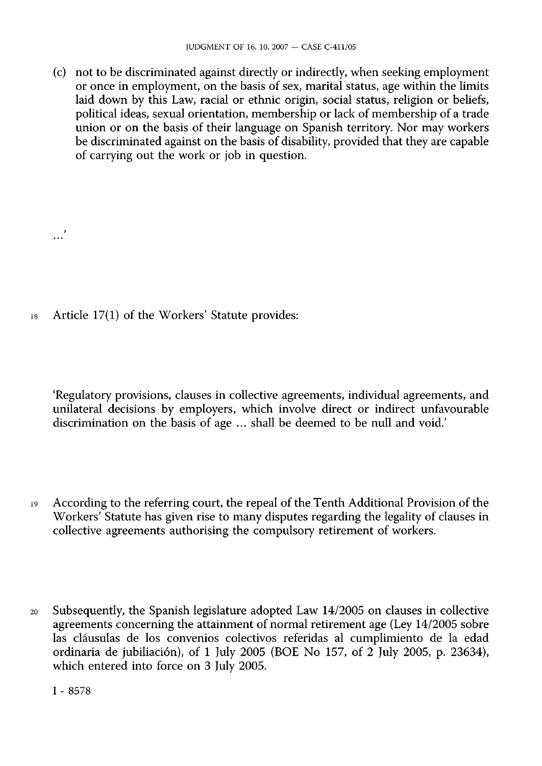(c) not to be discriminated against directly or indirectly, when seeking employment or once in employment, on the basis of sex, marital status, age within the limits laid down by this Law, racial or ethnic origin, social status, religion or beliefs, political ideas, sexual orientation, membership or lack of membership of a trade union or on the basis of their language on Spanish territory. Nor may workers be discriminated against on the basis of disability, provided that they are capable of carrying out the work or job in question.

...'

18 Article 17(1) of the Workers' Statute provides:

'Regulatory provisions, clauses in collective agreements, individual agreements, and unilateral decisions by employers, which involve direct or indirect unfavourable discrimination on the basis of age ... shall be deemed to be null and void.'

19 According to the referring court, the repeal of the Tenth Additional Provision of the Workers' Statute has given rise to many disputes regarding the legality of clauses in collective agreements authorising the compulsory retirement of workers.

20 Subsequently, the Spanish legislature adopted Law 14/2005 on clauses in collective agreements concerning the attainment of normal retirement age (Ley 14/2005 sobre las cláusulas de los convenios colectivos referidas al cumplimiento de la edad ordinaria de jubiliación), of 1 July 2005 (BOE No 157, of 2 July 2005, p. 23634), which entered into force on 3 July 2005.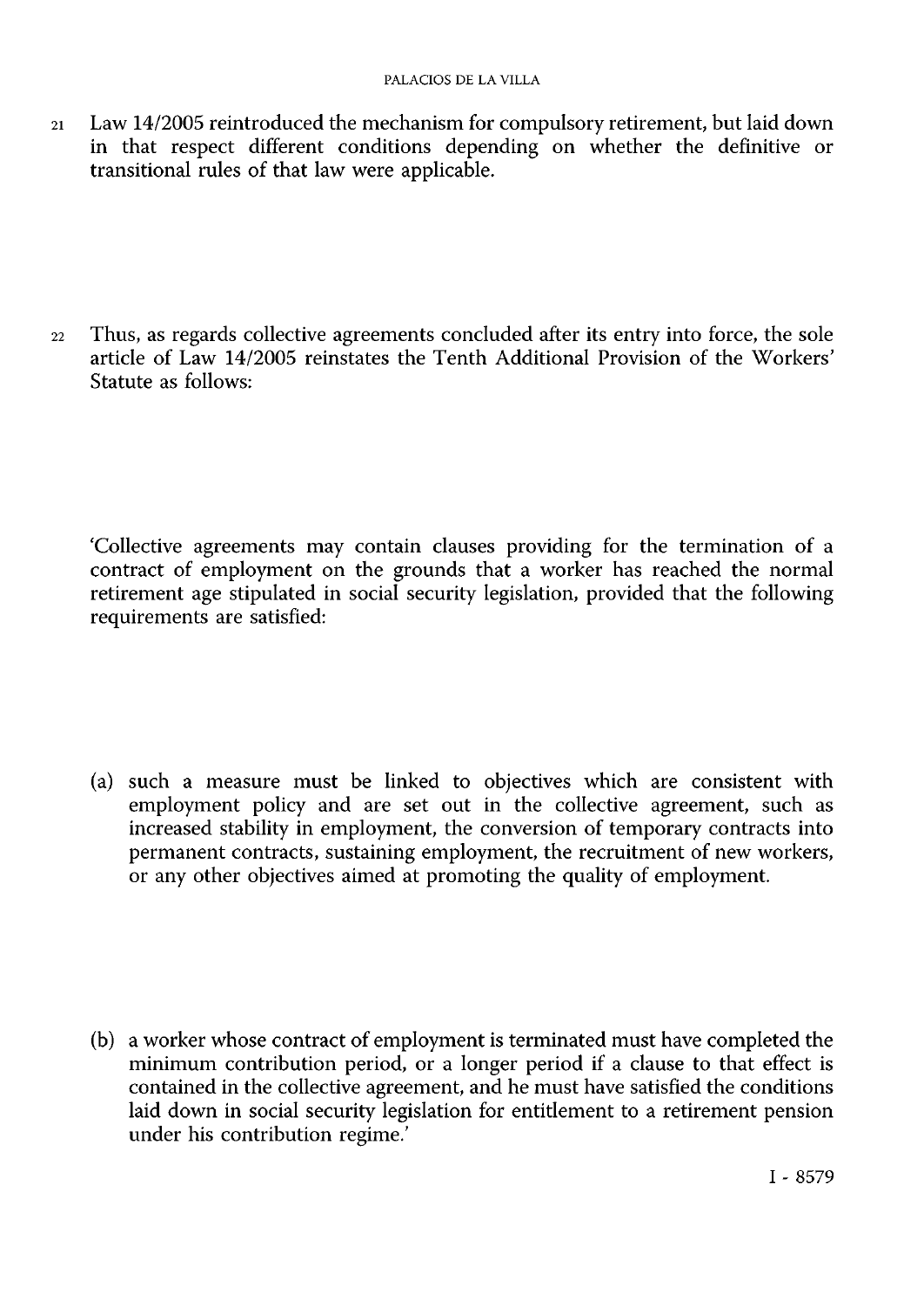21 Law 14/2005 reintroduced the mechanism for compulsory retirement, but laid down in that respect different conditions depending on whether the definitive or transitional rules of that law were applicable.

22 Thus, as regards collective agreements concluded after its entry into force, the sole article of Law 14/2005 reinstates the Tenth Additional Provision of the Workers' Statute as follows:

'Collective agreements may contain clauses providing for the termination of a contract of employment on the grounds that a worker has reached the normal retirement age stipulated in social security legislation, provided that the following requirements are satisfied:

(a) such a measure must be linked to objectives which are consistent with employment policy and are set out in the collective agreement, such as increased stability in employment, the conversion of temporary contracts into permanent contracts, sustaining employment, the recruitment of new workers, or any other objectives aimed at promoting the quality of employment.

(b) a worker whose contract of employment is terminated must have completed the minimum contribution period, or a longer period if a clause to that effect is contained in the collective agreement, and he must have satisfied the conditions laid down in social security legislation for entitlement to a retirement pension under his contribution regime.'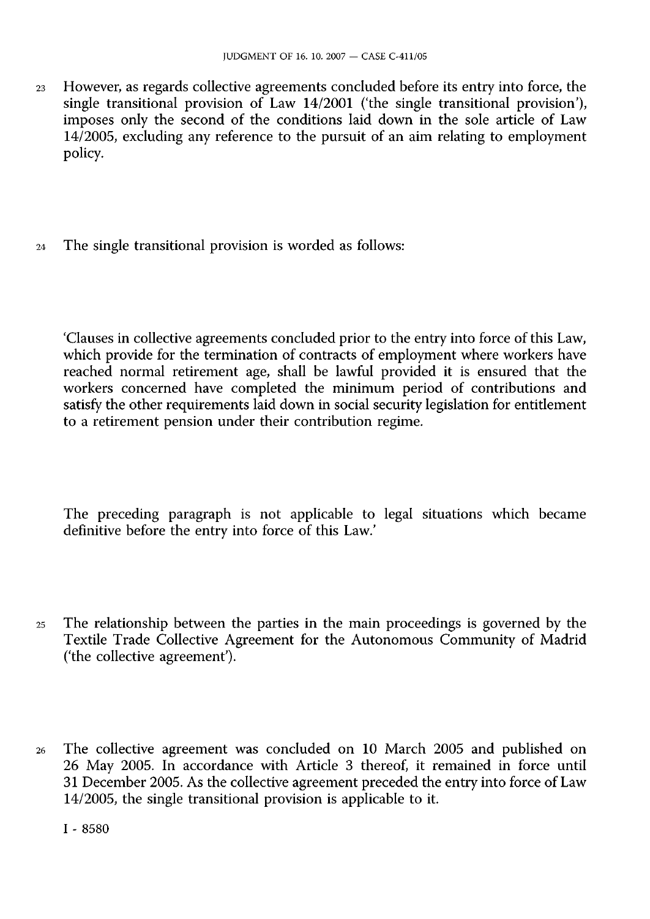23 However, as regards collective agreements concluded before its entry into force, the single transitional provision of Law 14/2001 ('the single transitional provision'), imposes only the second of the conditions laid down in the sole article of Law 14/2005, excluding any reference to the pursuit of an aim relating to employment policy.

24 The single transitional provision is worded as follows:

'Clauses in collective agreements concluded prior to the entry into force of this Law, which provide for the termination of contracts of employment where workers have reached normal retirement age, shall be lawful provided it is ensured that the workers concerned have completed the minimum period of contributions and satisfy the other requirements laid down in social security legislation for entitlement to a retirement pension under their contribution regime.

The preceding paragraph is not applicable to legal situations which became definitive before the entry into force of this Law.'

25 The relationship between the parties in the main proceedings is governed by the Textile Trade Collective Agreement for the Autonomous Community of Madrid ('the collective agreement').

26 The collective agreement was concluded on 10 March 2005 and published on 26 May 2005. In accordance with Article 3 thereof, it remained in force until 31 December 2005. As the collective agreement preceded the entry into force of Law 14/2005, the single transitional provision is applicable to it.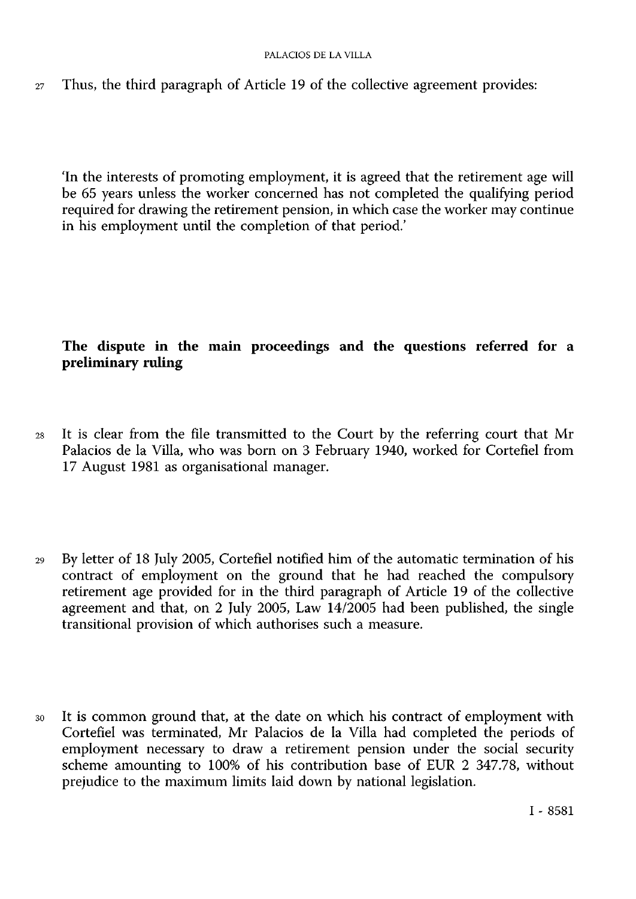27 Thus, the third paragraph of Article 19 of the collective agreement provides:

'In the interests of promoting employment, it is agreed that the retirement age will be 65 years unless the worker concerned has not completed the qualifying period required for drawing the retirement pension, in which case the worker may continue in his employment until the completion of that period.'

## The dispute in the main proceedings and the questions referred for a preliminary ruling

28 It is clear from the file transmitted to the Court by the referring court that Mr Palacios de la Villa, who was born on 3 February 1940, worked for Cortefiel from 17 August 1981 as organisational manager.

29 By letter of 18 July 2005, Cortefiel notified him of the automatic termination of his contract of employment on the ground that he had reached the compulsory retirement age provided for in the third paragraph of Article 19 of the collective agreement and that, on 2 July 2005, Law 14/2005 had been published, the single transitional provision of which authorises such a measure.

30 It is common ground that, at the date on which his contract of employment with Cortefiel was terminated, Mr Palacios de la Villa had completed the periods of employment necessary to draw a retirement pension under the social security scheme amounting to 100% of his contribution base of EUR 2 347.78, without prejudice to the maximum limits laid down by national legislation.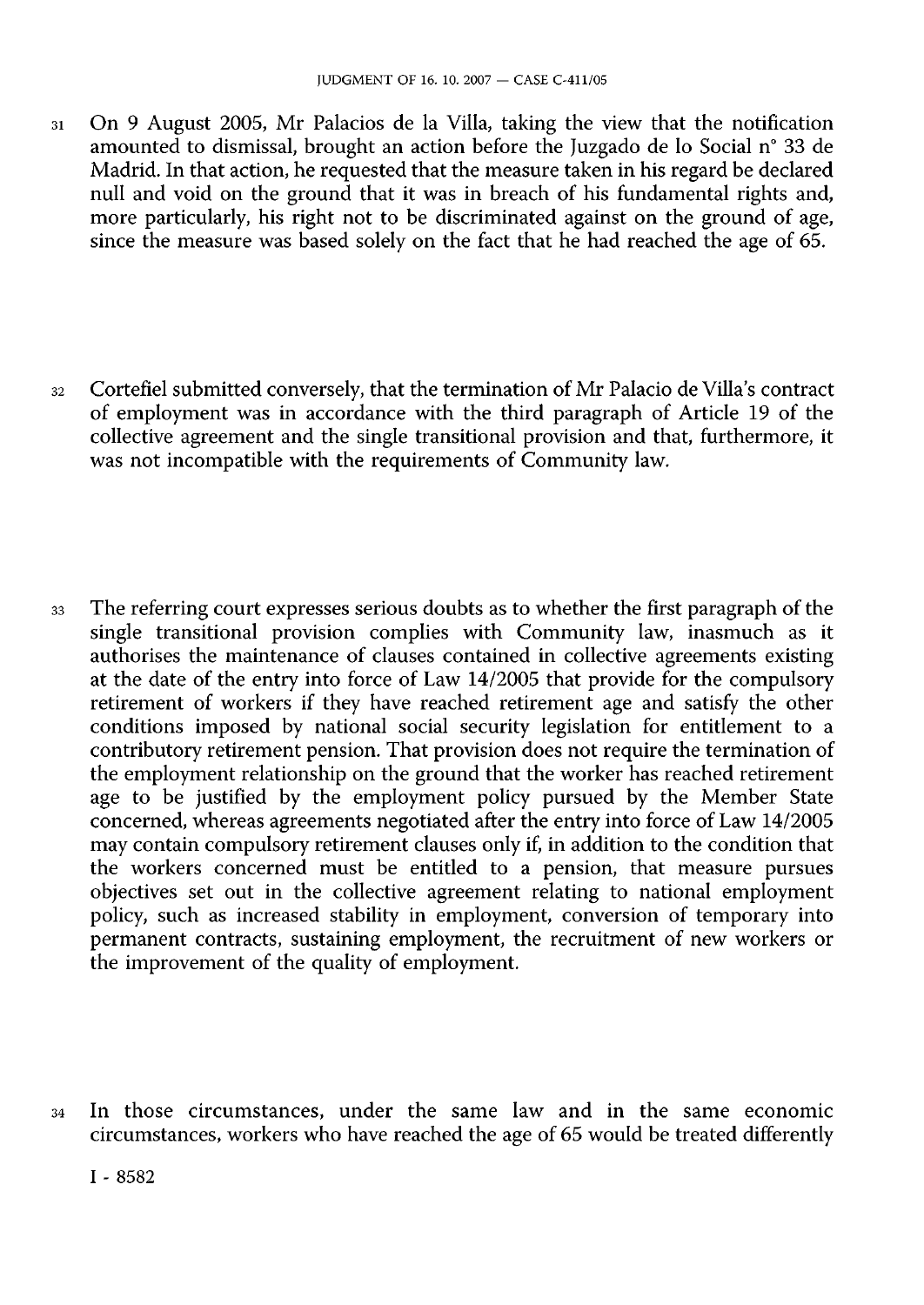31 On 9 August 2005, Mr Palacios de la Villa, taking the view that the notification amounted to dismissal, brought an action before the Juzgado de lo Social n° 33 de Madrid. In that action, he requested that the measure taken in his regard be declared null and void on the ground that it was in breach of his fundamental rights and, more particularly, his right not to be discriminated against on the ground of age, since the measure was based solely on the fact that he had reached the age of 65.

32 Cortefiel submitted conversely, that the termination of Mr Palacio de Villa's contract of employment was in accordance with the third paragraph of Article 19 of the collective agreement and the single transitional provision and that, furthermore, it was not incompatible with the requirements of Community law.

33 The referring court expresses serious doubts as to whether the first paragraph of the single transitional provision complies with Community law, inasmuch as it authorises the maintenance of clauses contained in collective agreements existing at the date of the entry into force of Law 14/2005 that provide for the compulsory retirement of workers if they have reached retirement age and satisfy the other conditions imposed by national social security legislation for entitlement to a contributory retirement pension. That provision does not require the termination of the employment relationship on the ground that the worker has reached retirement age to be justified by the employment policy pursued by the Member State concerned, whereas agreements negotiated after the entry into force of Law 14/2005 may contain compulsory retirement clauses only if, in addition to the condition that the workers concerned must be entitled to a pension, that measure pursues objectives set out in the collective agreement relating to national employment policy, such as increased stability in employment, conversion of temporary into permanent contracts, sustaining employment, the recruitment of new workers or the improvement of the quality of employment.

34 In those circumstances, under the same law and in the same economic circumstances, workers who have reached the age of 65 would be treated differently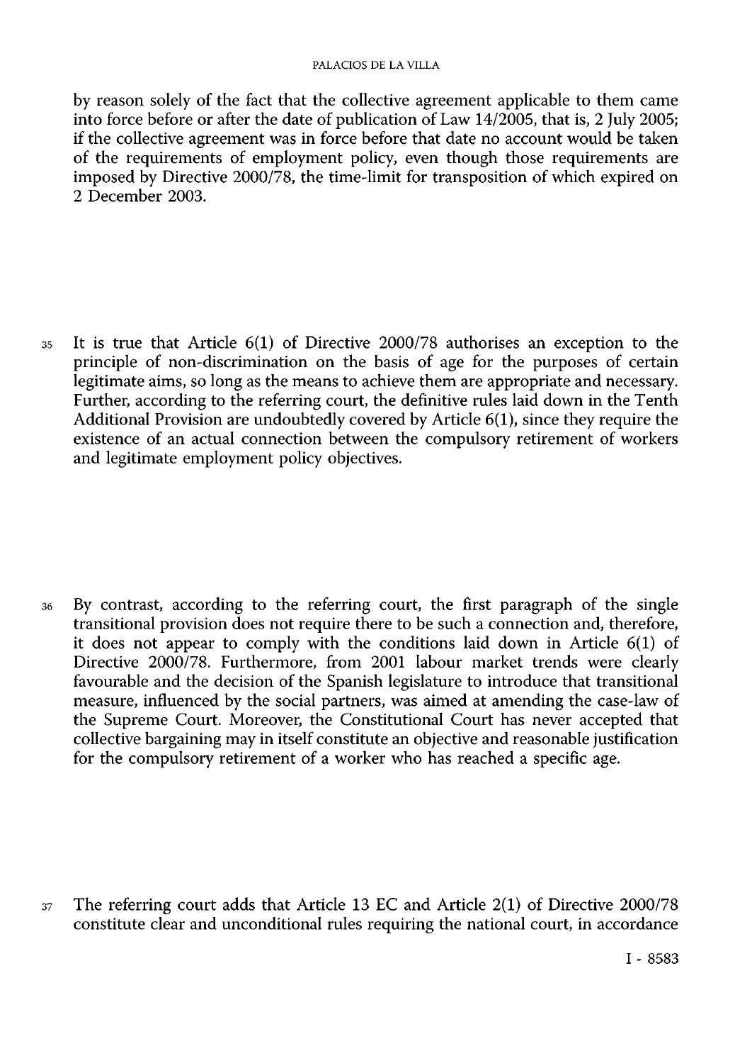by reason solely of the fact that the collective agreement applicable to them came into force before or after the date of publication of Law 14/2005, that is, 2 July 2005; if the collective agreement was in force before that date no account would be taken of the requirements of employment policy, even though those requirements are imposed by Directive 2000/78, the time-limit for transposition of which expired on 2 December 2003.

35 It is true that Article 6(1) of Directive 2000/78 authorises an exception to the principle of non-discrimination on the basis of age for the purposes of certain legitimate aims, so long as the means to achieve them are appropriate and necessary. Further, according to the referring court, the definitive rules laid down in the Tenth Additional Provision are undoubtedly covered by Article 6(1), since they require the existence of an actual connection between the compulsory retirement of workers and legitimate employment policy objectives.

36 By contrast, according to the referring court, the first paragraph of the single transitional provision does not require there to be such a connection and, therefore, it does not appear to comply with the conditions laid down in Article 6(1) of Directive 2000/78. Furthermore, from 2001 labour market trends were clearly favourable and the decision of the Spanish legislature to introduce that transitional measure, influenced by the social partners, was aimed at amending the case-law of the Supreme Court. Moreover, the Constitutional Court has never accepted that collective bargaining may in itself constitute an objective and reasonable justification for the compulsory retirement of a worker who has reached a specific age.

37 The referring court adds that Article 13 EC and Article 2(1) of Directive 2000/78 constitute clear and unconditional rules requiring the national court, in accordance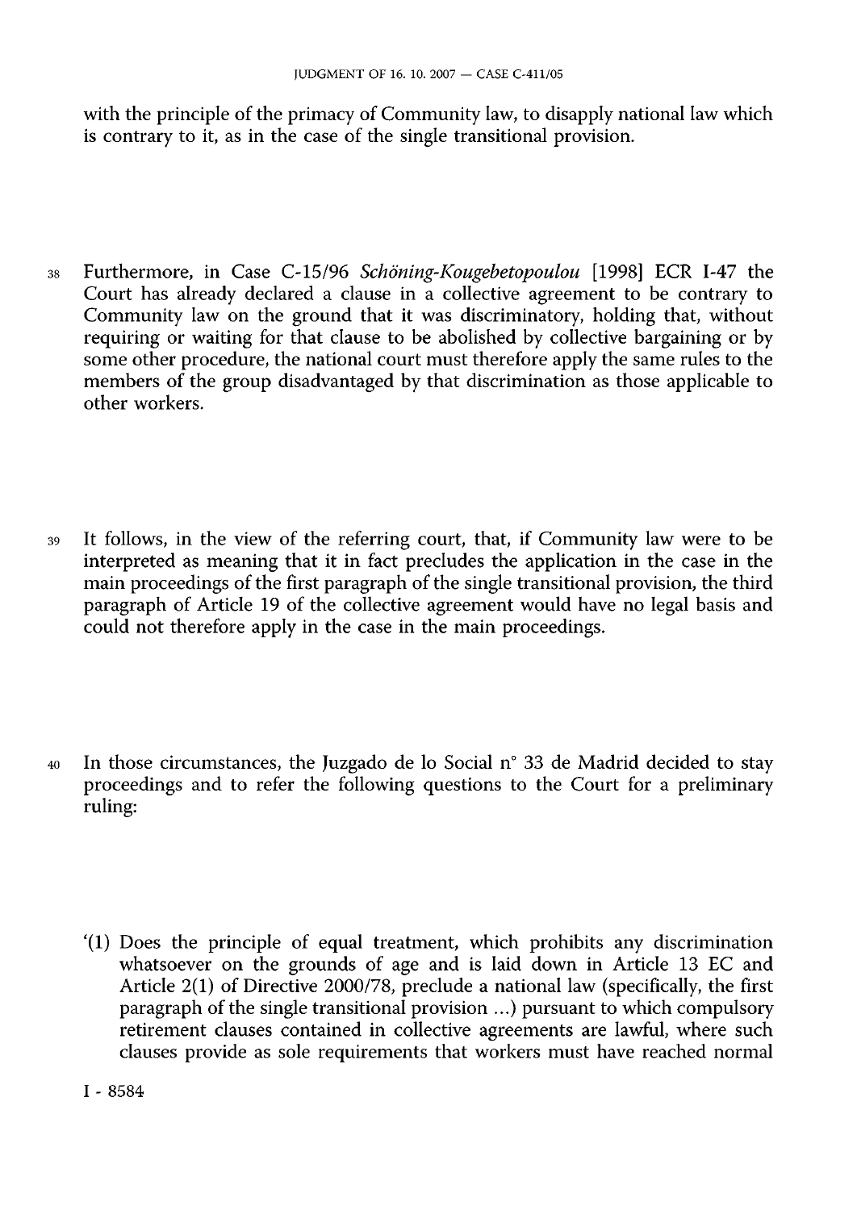with the principle of the primacy of Community law, to disapply national law which is contrary to it, as in the case of the single transitional provision.

38 Furthermore, in Case C-15/96 *Schöning-Kougebetopoulou* [1998] ECR I-47 the Court has already declared a clause in a collective agreement to be contrary to Community law on the ground that it was discriminatory, holding that, without requiring or waiting for that clause to be abolished by collective bargaining or by some other procedure, the national court must therefore apply the same rules to the members of the group disadvantaged by that discrimination as those applicable to other workers.

39 It follows, in the view of the referring court, that, if Community law were to be interpreted as meaning that it in fact precludes the application in the case in the main proceedings of the first paragraph of the single transitional provision, the third paragraph of Article 19 of the collective agreement would have no legal basis and could not therefore apply in the case in the main proceedings.

40 In those circumstances, the Juzgado de lo Social n° 33 de Madrid decided to stay proceedings and to refer the following questions to the Court for a preliminary ruling:

'(1) Does the principle of equal treatment, which prohibits any discrimination whatsoever on the grounds of age and is laid down in Article 13 EC and Article 2(1) of Directive 2000/78, preclude a national law (specifically, the first paragraph of the single transitional provision ...) pursuant to which compulsory retirement clauses contained in collective agreements are lawful, where such clauses provide as sole requirements that workers must have reached normal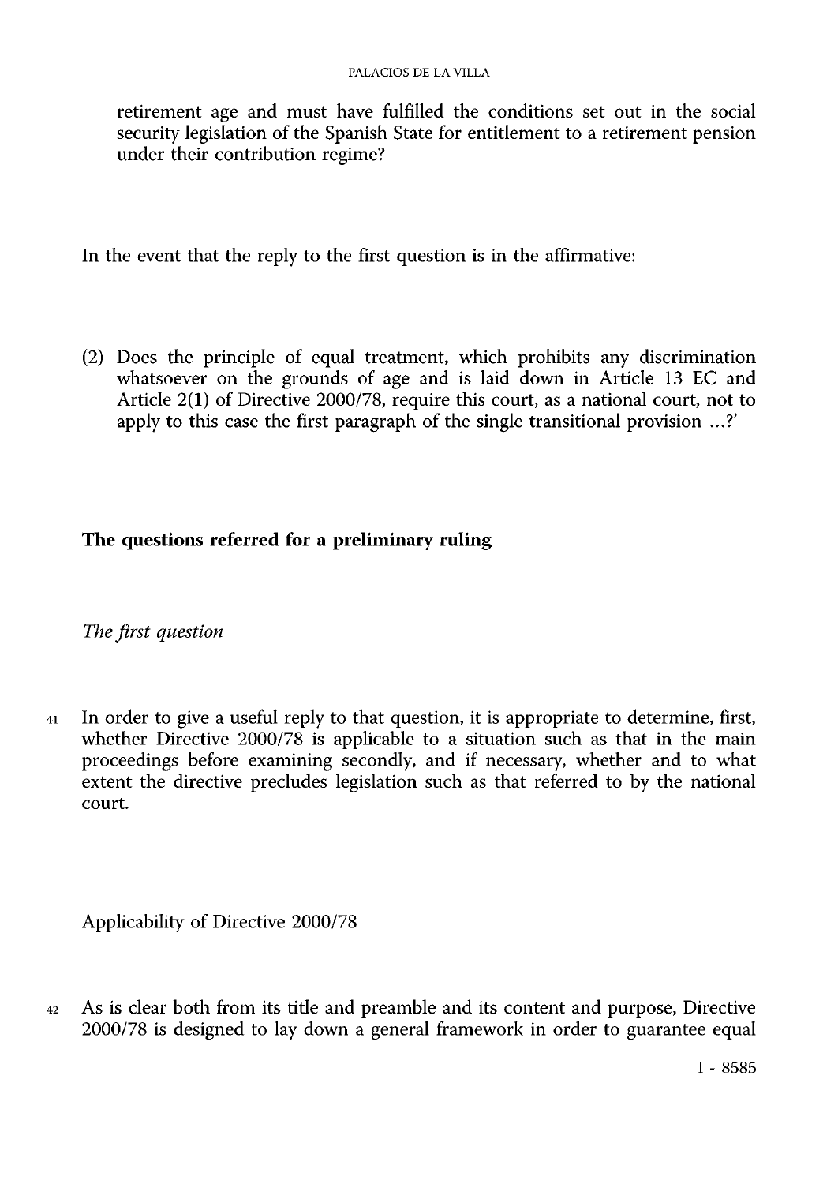retirement age and must have fulfilled the conditions set out in the social security legislation of the Spanish State for entitlement to a retirement pension under their contribution regime?

In the event that the reply to the first question is in the affirmative:

(2) Does the principle of equal treatment, which prohibits any discrimination whatsoever on the grounds of age and is laid down in Article 13 EC and Article 2(1) of Directive 2000/78, require this court, as a national court, not to apply to this case the first paragraph of the single transitional provision ...?'

## The questions referred for a preliminary ruling

### *The first question*

41 In order to give a useful reply to that question, it is appropriate to determine, first, whether Directive 2000/78 is applicable to a situation such as that in the main proceedings before examining secondly, and if necessary, whether and to what extent the directive precludes legislation such as that referred to by the national court.

Applicability of Directive 2000/78

42 As is clear both from its title and preamble and its content and purpose, Directive 2000/78 is designed to lay down a general framework in order to guarantee equal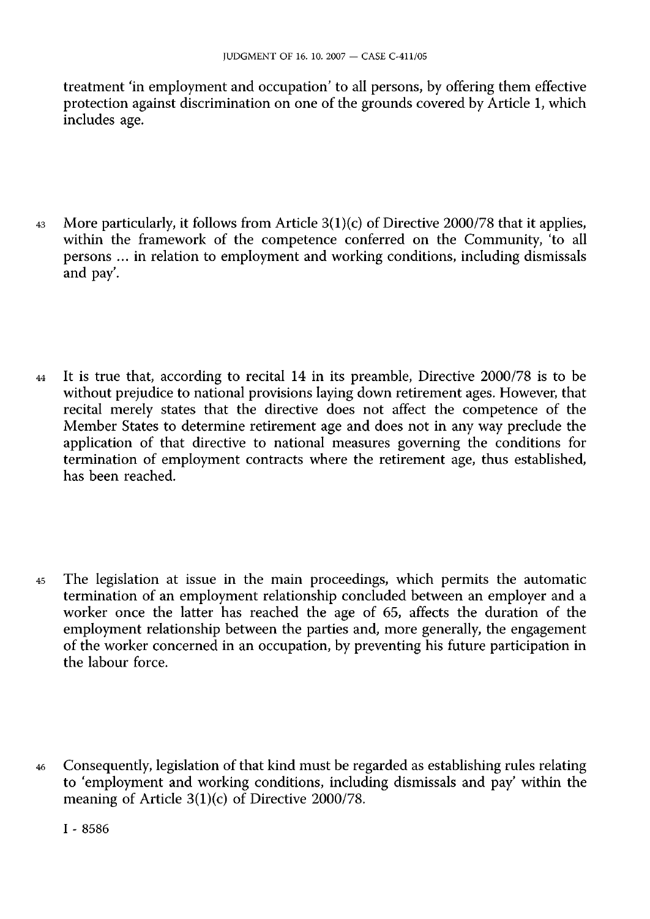treatment 'in employment and occupation' to all persons, by offering them effective protection against discrimination on one of the grounds covered by Article 1, which includes age.

43 More particularly, it follows from Article 3(1)(c) of Directive 2000/78 that it applies, within the framework of the competence conferred on the Community, 'to all persons ... in relation to employment and working conditions, including dismissals and pay'.

44 It is true that, according to recital 14 in its preamble, Directive 2000/78 is to be without prejudice to national provisions laying down retirement ages. However, that recital merely states that the directive does not affect the competence of the Member States to determine retirement age and does not in any way preclude the application of that directive to national measures governing the conditions for termination of employment contracts where the retirement age, thus established, has been reached.

45 The legislation at issue in the main proceedings, which permits the automatic termination of an employment relationship concluded between an employer and a worker once the latter has reached the age of 65, affects the duration of the employment relationship between the parties and, more generally, the engagement of the worker concerned in an occupation, by preventing his future participation in the labour force.

46 Consequently, legislation of that kind must be regarded as establishing rules relating to 'employment and working conditions, including dismissals and pay' within the meaning of Article 3(1)(c) of Directive 2000/78.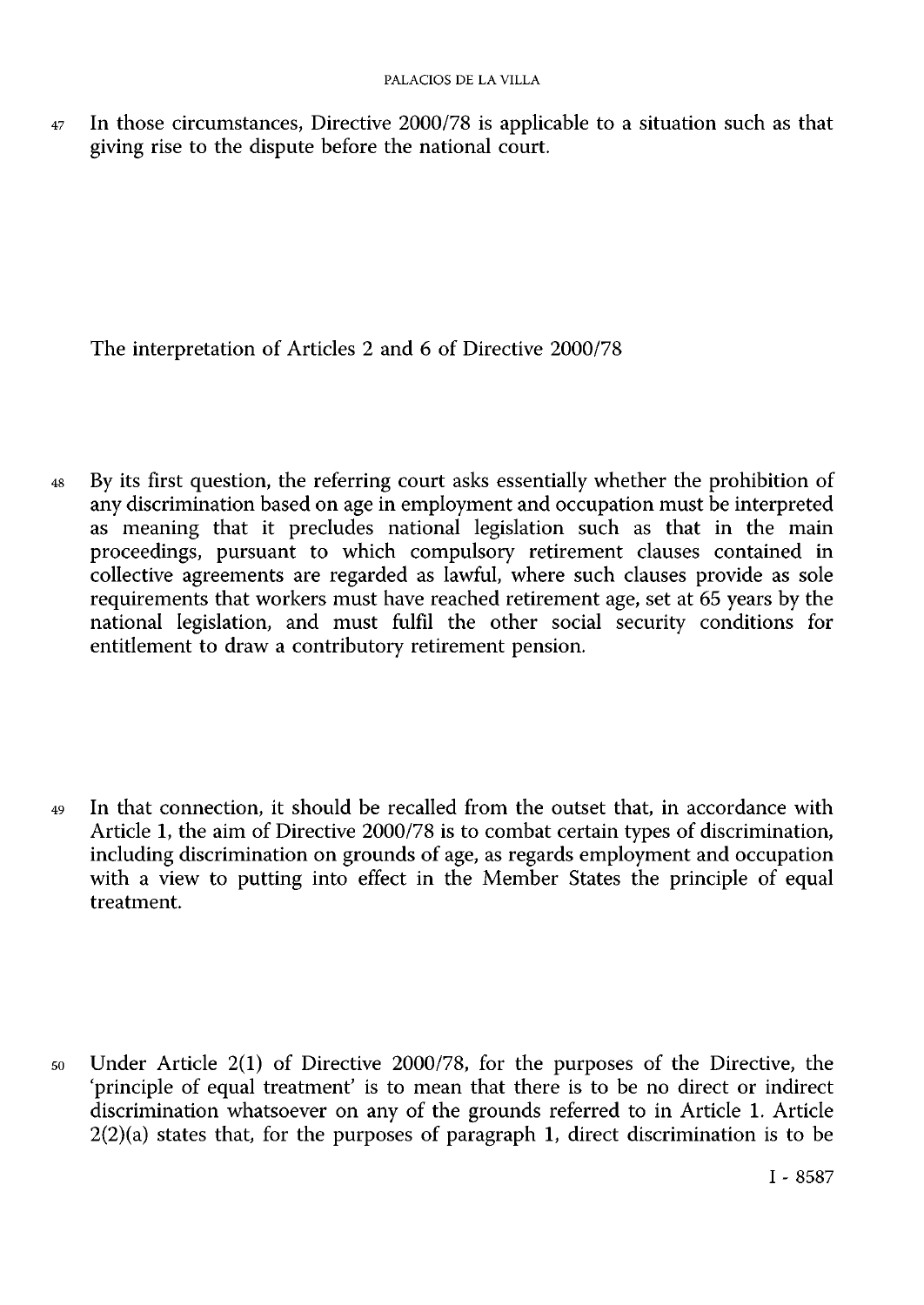47 In those circumstances, Directive 2000/78 is applicable to a situation such as that giving rise to the dispute before the national court.

The interpretation of Articles 2 and 6 of Directive 2000/78

48 By its first question, the referring court asks essentially whether the prohibition of any discrimination based on age in employment and occupation must be interpreted as meaning that it precludes national legislation such as that in the main proceedings, pursuant to which compulsory retirement clauses contained in collective agreements are regarded as lawful, where such clauses provide as sole requirements that workers must have reached retirement age, set at 65 years by the national legislation, and must fulfil the other social security conditions for entitlement to draw a contributory retirement pension.

49 In that connection, it should be recalled from the outset that, in accordance with Article 1, the aim of Directive 2000/78 is to combat certain types of discrimination, including discrimination on grounds of age, as regards employment and occupation with a view to putting into effect in the Member States the principle of equal treatment.

50 Under Article 2(1) of Directive 2000/78, for the purposes of the Directive, the 'principle of equal treatment' is to mean that there is to be no direct or indirect discrimination whatsoever on any of the grounds referred to in Article 1. Article 2(2)(a) states that, for the purposes of paragraph 1, direct discrimination is to be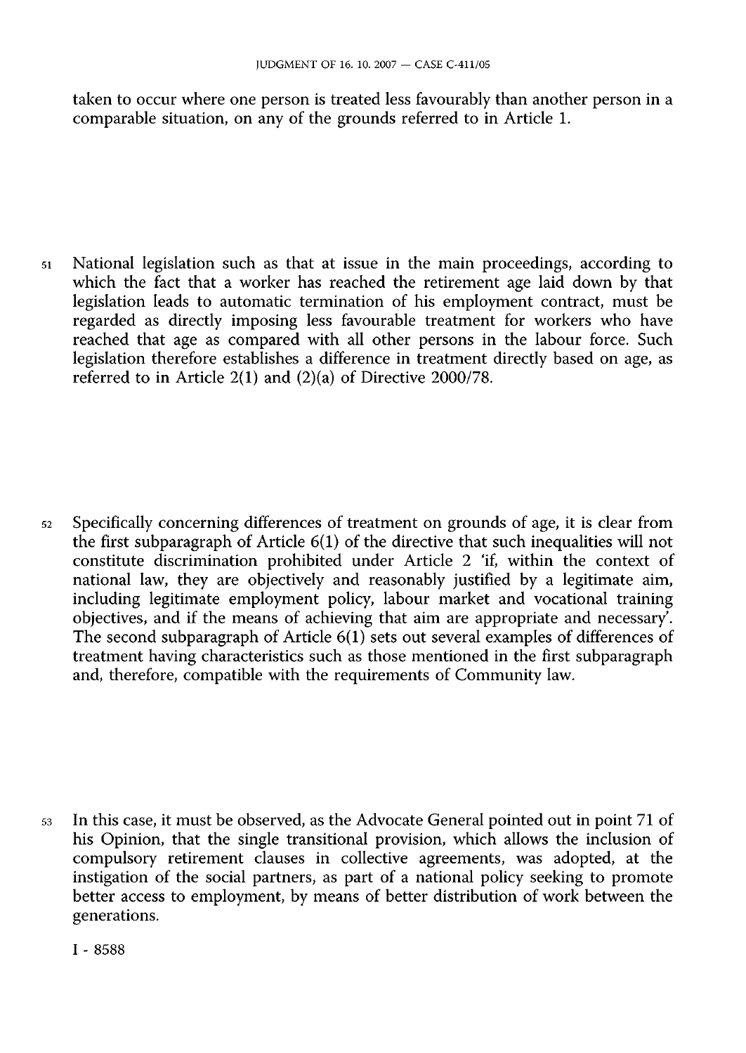taken to occur where one person is treated less favourably than another person in a comparable situation, on any of the grounds referred to in Article 1.

51 National legislation such as that at issue in the main proceedings, according to which the fact that a worker has reached the retirement age laid down by that legislation leads to automatic termination of his employment contract, must be regarded as directly imposing less favourable treatment for workers who have reached that age as compared with all other persons in the labour force. Such legislation therefore establishes a difference in treatment directly based on age, as referred to in Article 2(1) and (2)(a) of Directive 2000/78.

52 Specifically concerning differences of treatment on grounds of age, it is clear from the first subparagraph of Article 6(1) of the directive that such inequalities will not constitute discrimination prohibited under Article 2 'if, within the context of national law, they are objectively and reasonably justified by a legitimate aim, including legitimate employment policy, labour market and vocational training objectives, and if the means of achieving that aim are appropriate and necessary'. The second subparagraph of Article 6(1) sets out several examples of differences of treatment having characteristics such as those mentioned in the first subparagraph and, therefore, compatible with the requirements of Community law.

53 In this case, it must be observed, as the Advocate General pointed out in point 71 of his Opinion, that the single transitional provision, which allows the inclusion of compulsory retirement clauses in collective agreements, was adopted, at the instigation of the social partners, as part of a national policy seeking to promote better access to employment, by means of better distribution of work between the generations.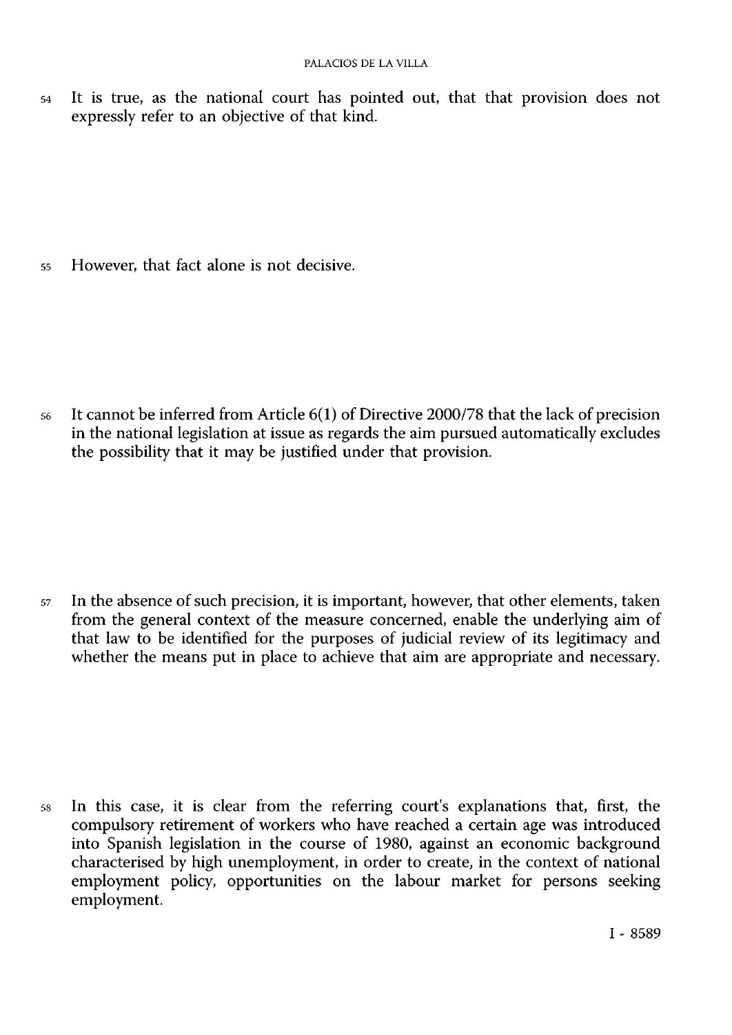54 It is true, as the national court has pointed out, that that provision does not expressly refer to an objective of that kind.

55 However, that fact alone is not decisive.

56 It cannot be inferred from Article 6(1) of Directive 2000/78 that the lack of precision in the national legislation at issue as regards the aim pursued automatically excludes the possibility that it may be justified under that provision.

57 In the absence of such precision, it is important, however, that other elements, taken from the general context of the measure concerned, enable the underlying aim of that law to be identified for the purposes of judicial review of its legitimacy and whether the means put in place to achieve that aim are appropriate and necessary.

58 In this case, it is clear from the referring court's explanations that, first, the compulsory retirement of workers who have reached a certain age was introduced into Spanish legislation in the course of 1980, against an economic background characterised by high unemployment, in order to create, in the context of national employment policy, opportunities on the labour market for persons seeking employment.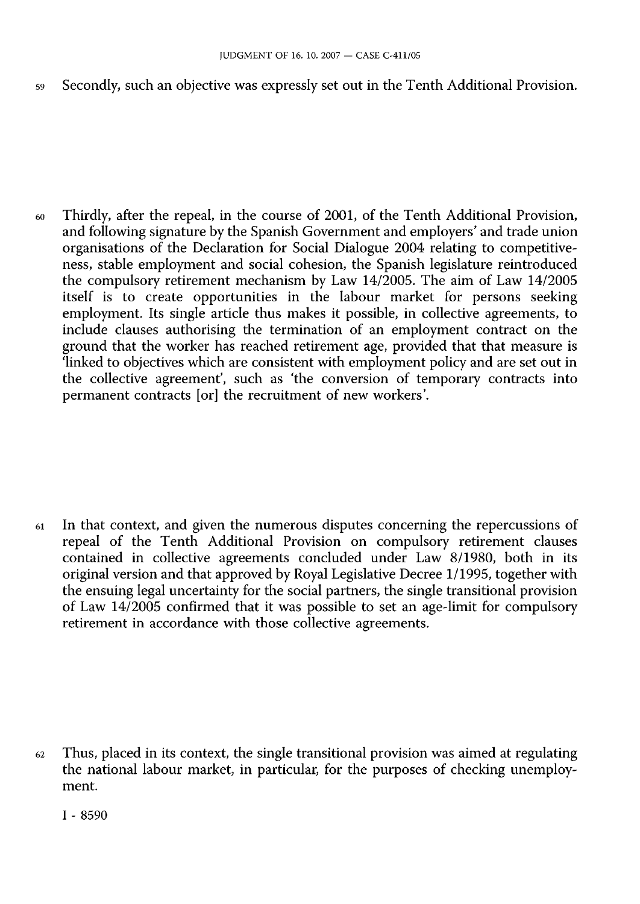59 Secondly, such an objective was expressly set out in the Tenth Additional Provision.

60 Thirdly, after the repeal, in the course of 2001, of the Tenth Additional Provision, and following signature by the Spanish Government and employers' and trade union organisations of the Declaration for Social Dialogue 2004 relating to competitiveness, stable employment and social cohesion, the Spanish legislature reintroduced the compulsory retirement mechanism by Law 14/2005. The aim of Law 14/2005 itself is to create opportunities in the labour market for persons seeking employment. Its single article thus makes it possible, in collective agreements, to include clauses authorising the termination of an employment contract on the ground that the worker has reached retirement age, provided that that measure is 'linked to objectives which are consistent with employment policy and are set out in the collective agreement', such as 'the conversion of temporary contracts into permanent contracts [or] the recruitment of new workers'.

61 In that context, and given the numerous disputes concerning the repercussions of repeal of the Tenth Additional Provision on compulsory retirement clauses contained in collective agreements concluded under Law 8/1980, both in its original version and that approved by Royal Legislative Decree 1/1995, together with the ensuing legal uncertainty for the social partners, the single transitional provision of Law 14/2005 confirmed that it was possible to set an age-limit for compulsory retirement in accordance with those collective agreements.

62 Thus, placed in its context, the single transitional provision was aimed at regulating the national labour market, in particular, for the purposes of checking unemployment.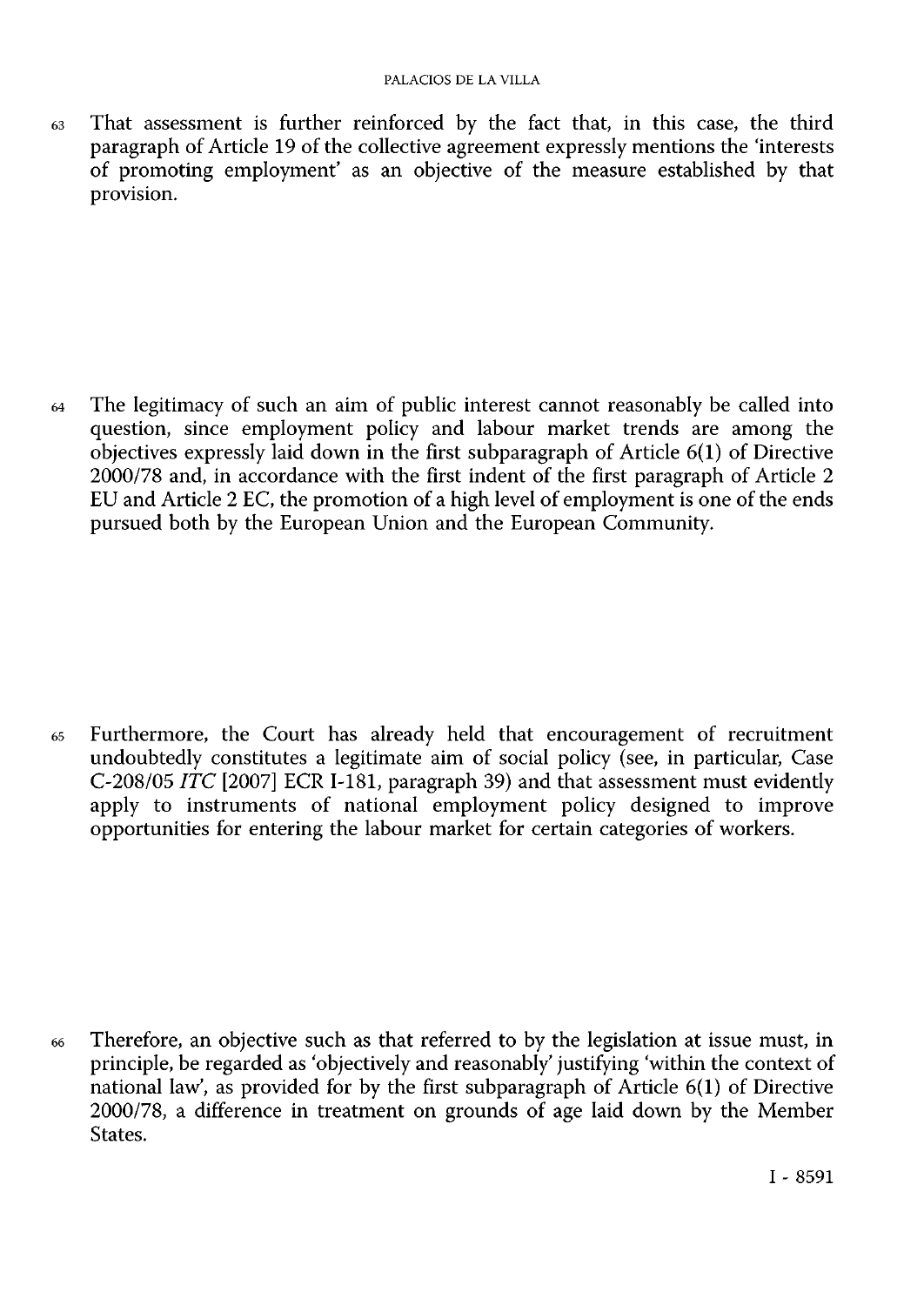63 That assessment is further reinforced by the fact that, in this case, the third paragraph of Article 19 of the collective agreement expressly mentions the 'interests of promoting employment' as an objective of the measure established by that provision.

64 The legitimacy of such an aim of public interest cannot reasonably be called into question, since employment policy and labour market trends are among the objectives expressly laid down in the first subparagraph of Article 6(1) of Directive 2000/78 and, in accordance with the first indent of the first paragraph of Article 2 EU and Article 2 EC, the promotion of a high level of employment is one of the ends pursued both by the European Union and the European Community.

65 Furthermore, the Court has already held that encouragement of recruitment undoubtedly constitutes a legitimate aim of social policy (see, in particular, Case C-208/05 *ITC* [2007] ECR I-181, paragraph 39) and that assessment must evidently apply to instruments of national employment policy designed to improve opportunities for entering the labour market for certain categories of workers.

66 Therefore, an objective such as that referred to by the legislation at issue must, in principle, be regarded as 'objectively and reasonably' justifying 'within the context of national law', as provided for by the first subparagraph of Article 6(1) of Directive 2000/78, a difference in treatment on grounds of age laid down by the Member States.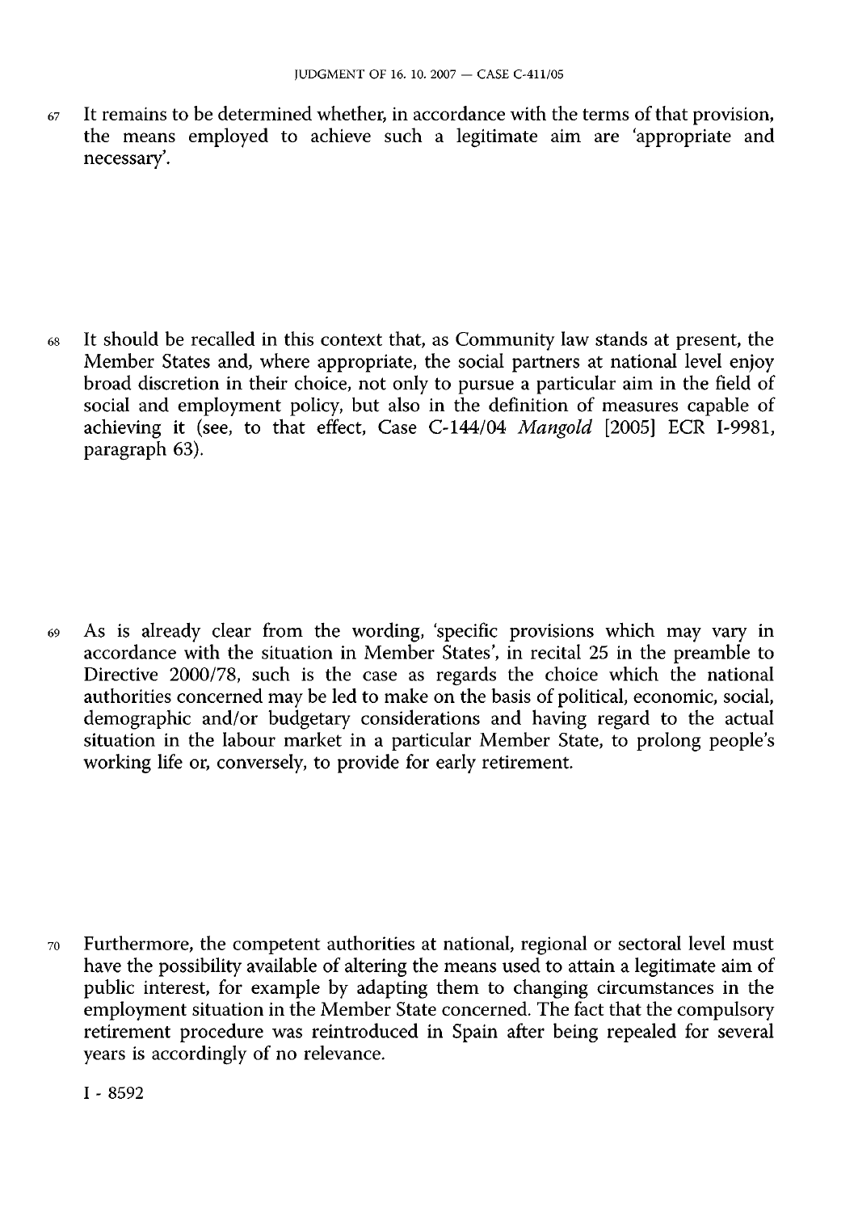67 It remains to be determined whether, in accordance with the terms of that provision, the means employed to achieve such a legitimate aim are 'appropriate and necessary'.

68 It should be recalled in this context that, as Community law stands at present, the Member States and, where appropriate, the social partners at national level enjoy broad discretion in their choice, not only to pursue a particular aim in the field of social and employment policy, but also in the definition of measures capable of achieving it (see, to that effect, Case C-144/04 *Mangold* [2005] ECR I-9981, paragraph 63).

69 As is already clear from the wording, 'specific provisions which may vary in accordance with the situation in Member States', in recital 25 in the preamble to Directive 2000/78, such is the case as regards the choice which the national authorities concerned may be led to make on the basis of political, economic, social, demographic and/or budgetary considerations and having regard to the actual situation in the labour market in a particular Member State, to prolong people's working life or, conversely, to provide for early retirement.

70 Furthermore, the competent authorities at national, regional or sectoral level must have the possibility available of altering the means used to attain a legitimate aim of public interest, for example by adapting them to changing circumstances in the employment situation in the Member State concerned. The fact that the compulsory retirement procedure was reintroduced in Spain after being repealed for several years is accordingly of no relevance.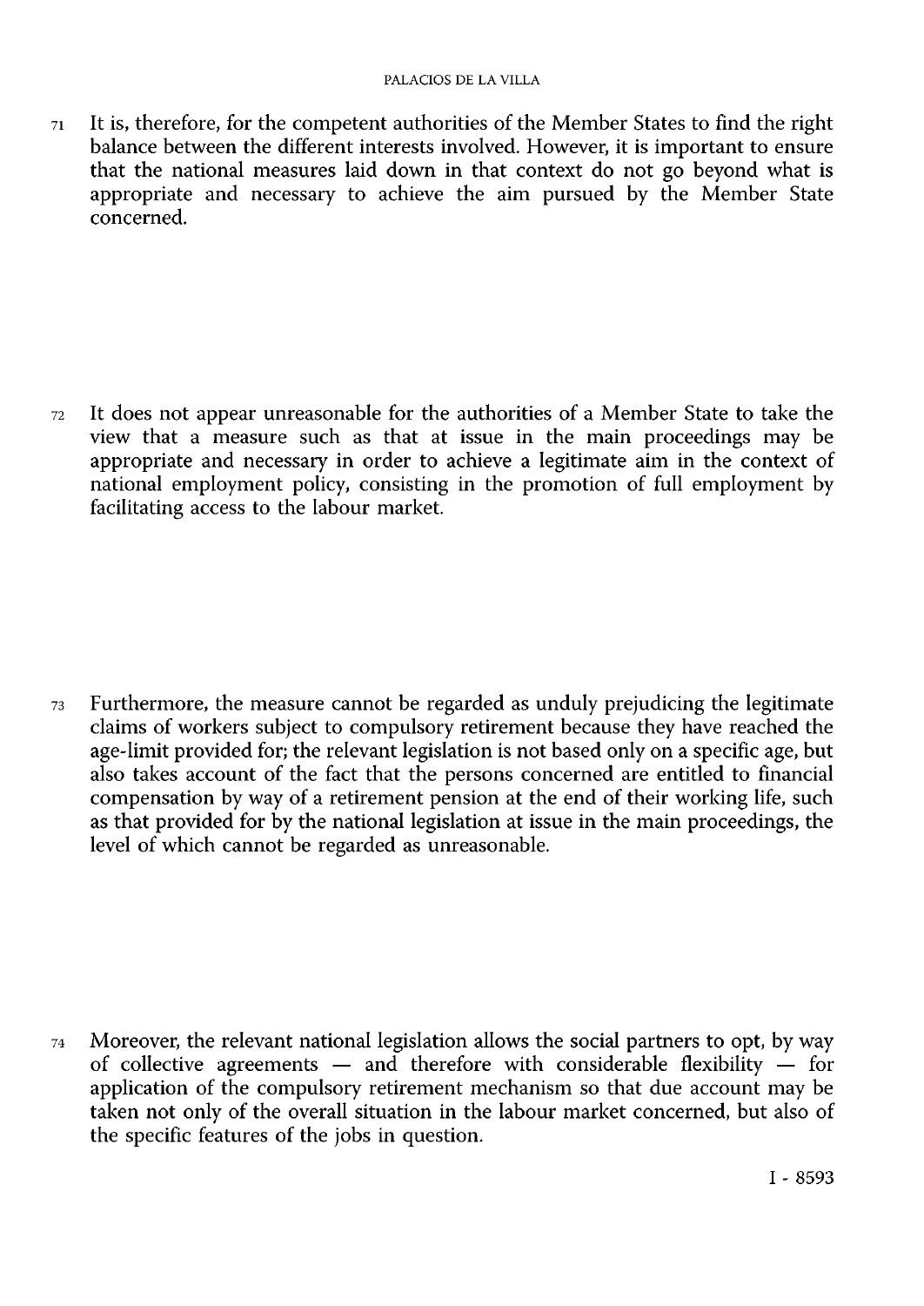71 It is, therefore, for the competent authorities of the Member States to find the right balance between the different interests involved. However, it is important to ensure that the national measures laid down in that context do not go beyond what is appropriate and necessary to achieve the aim pursued by the Member State concerned.

72 It does not appear unreasonable for the authorities of a Member State to take the view that a measure such as that at issue in the main proceedings may be appropriate and necessary in order to achieve a legitimate aim in the context of national employment policy, consisting in the promotion of full employment by facilitating access to the labour market.

73 Furthermore, the measure cannot be regarded as unduly prejudicing the legitimate claims of workers subject to compulsory retirement because they have reached the age-limit provided for; the relevant legislation is not based only on a specific age, but also takes account of the fact that the persons concerned are entitled to financial compensation by way of a retirement pension at the end of their working life, such as that provided for by the national legislation at issue in the main proceedings, the level of which cannot be regarded as unreasonable.

74 Moreover, the relevant national legislation allows the social partners to opt, by way of collective agreements — and therefore with considerable flexibility — for application of the compulsory retirement mechanism so that due account may be taken not only of the overall situation in the labour market concerned, but also of the specific features of the jobs in question.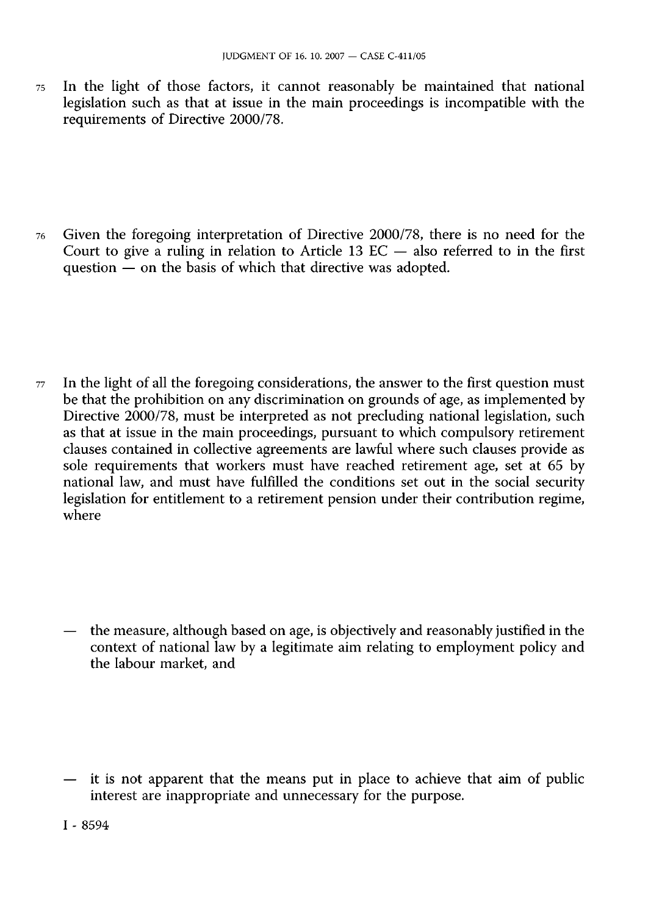75 In the light of those factors, it cannot reasonably be maintained that national legislation such as that at issue in the main proceedings is incompatible with the requirements of Directive 2000/78.

76 Given the foregoing interpretation of Directive 2000/78, there is no need for the Court to give a ruling in relation to Article 13 EC — also referred to in the first question — on the basis of which that directive was adopted.

77 In the light of all the foregoing considerations, the answer to the first question must be that the prohibition on any discrimination on grounds of age, as implemented by Directive 2000/78, must be interpreted as not precluding national legislation, such as that at issue in the main proceedings, pursuant to which compulsory retirement clauses contained in collective agreements are lawful where such clauses provide as sole requirements that workers must have reached retirement age, set at 65 by national law, and must have fulfilled the conditions set out in the social security legislation for entitlement to a retirement pension under their contribution regime, where

— the measure, although based on age, is objectively and reasonably justified in the context of national law by a legitimate aim relating to employment policy and the labour market, and

— it is not apparent that the means put in place to achieve that aim of public interest are inappropriate and unnecessary for the purpose.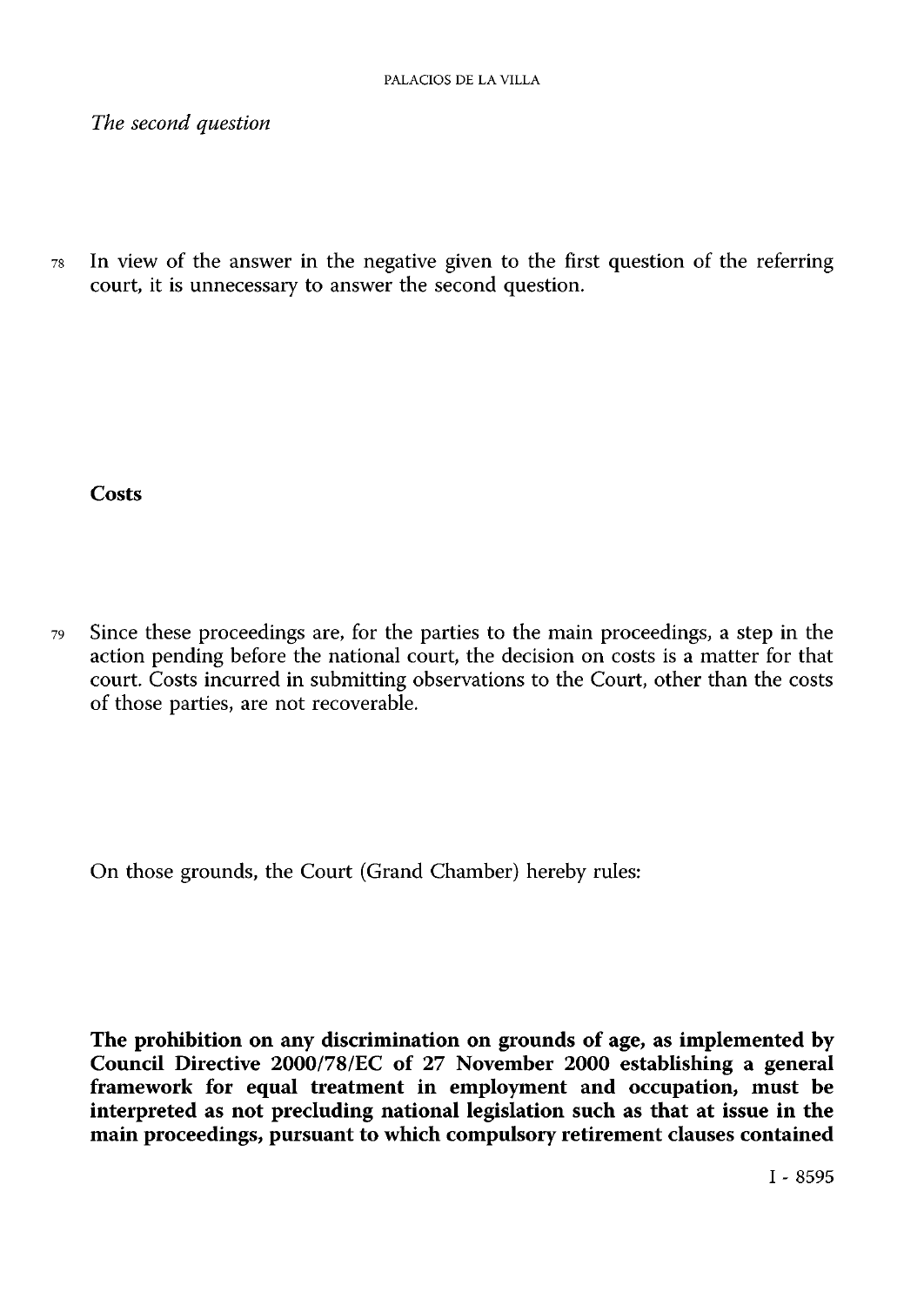*The second question*

78 In view of the answer in the negative given to the first question of the referring court, it is unnecessary to answer the second question.

## Costs

79 Since these proceedings are, for the parties to the main proceedings, a step in the action pending before the national court, the decision on costs is a matter for that court. Costs incurred in submitting observations to the Court, other than the costs of those parties, are not recoverable.

On those grounds, the Court (Grand Chamber) hereby rules:

**The prohibition on any discrimination on grounds of age, as implemented by Council Directive 2000/78/EC of 27 November 2000 establishing a general framework for equal treatment in employment and occupation, must be interpreted as not precluding national legislation such as that at issue in the main proceedings, pursuant to which compulsory retirement clauses contained**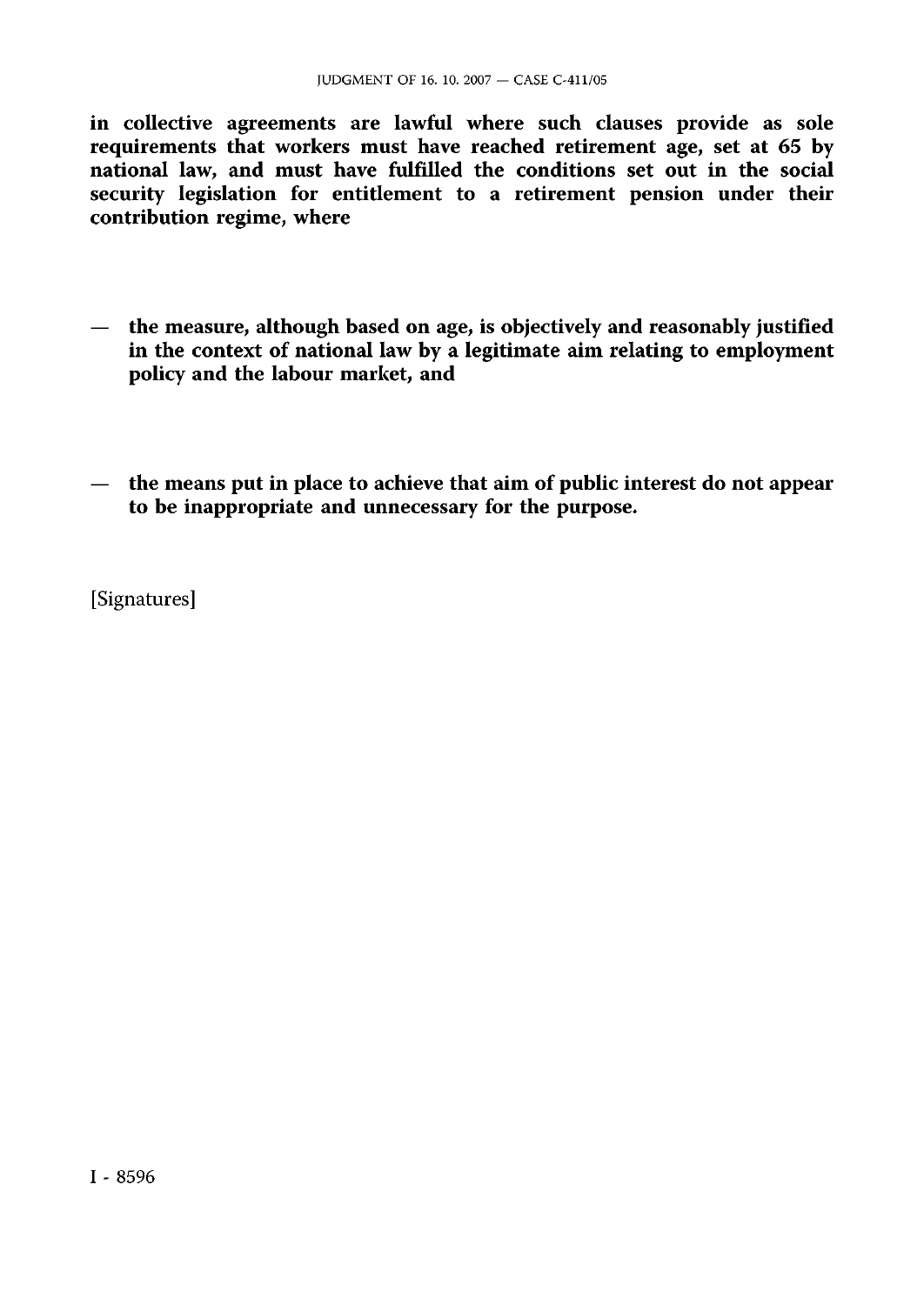**in collective agreements are lawful where such clauses provide as sole requirements that workers must have reached retirement age, set at 65 by national law, and must have fulfilled the conditions set out in the social security legislation for entitlement to a retirement pension under their contribution regime, where**

- **the measure, although based on age, is objectively and reasonably justified in the context of national law by a legitimate aim relating to employment policy and the labour market, and**

- **the means put in place to achieve that aim of public interest do not appear to be inappropriate and unnecessary for the purpose.**

[Signatures]